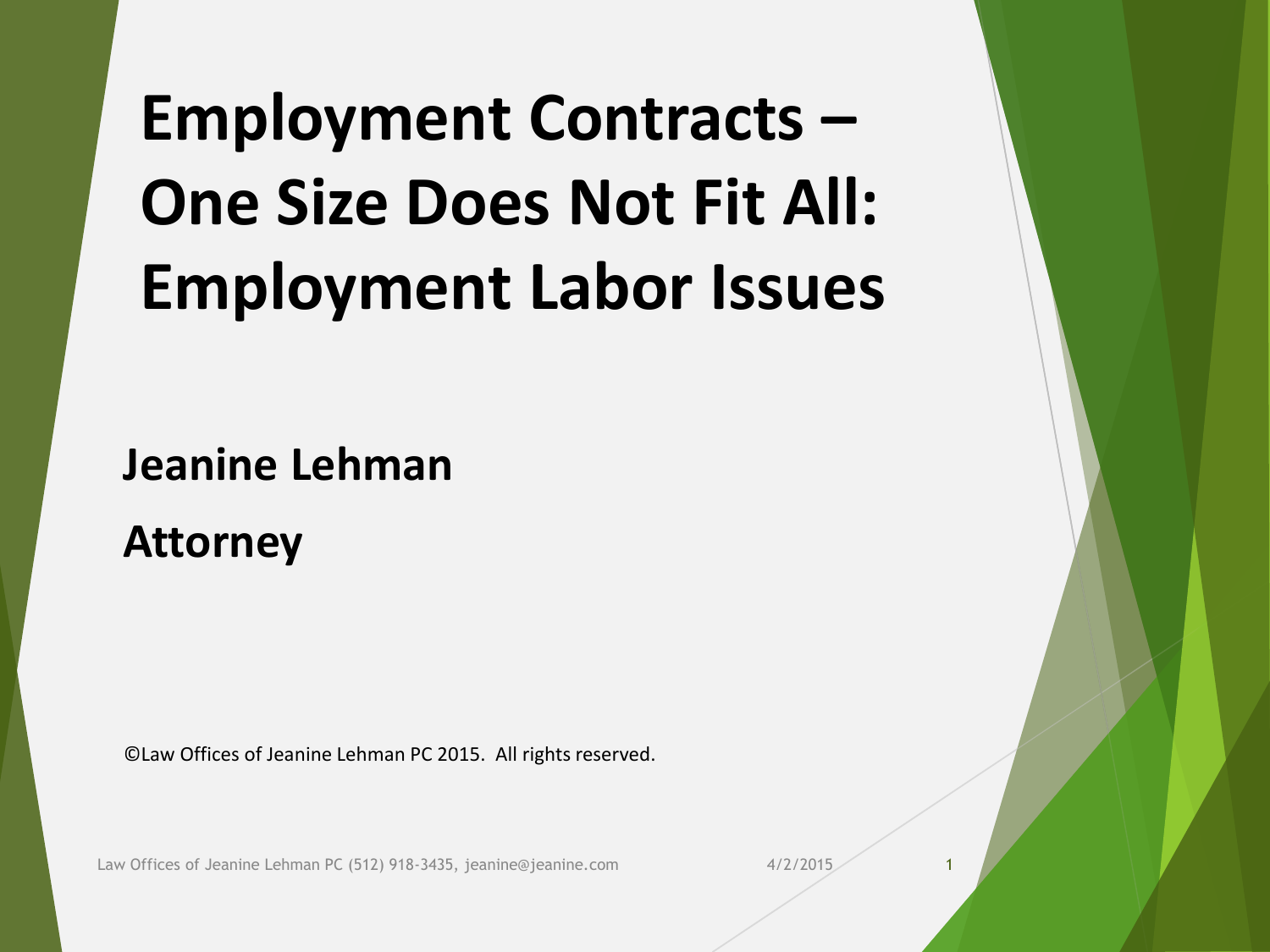# Employment Contracts – One Size Does Not Fit All: Employment Labor Issues

**Jeanine Lehman**

**Attorney**

©Law Offices of Jeanine Lehman PC 2015. All rights reserved.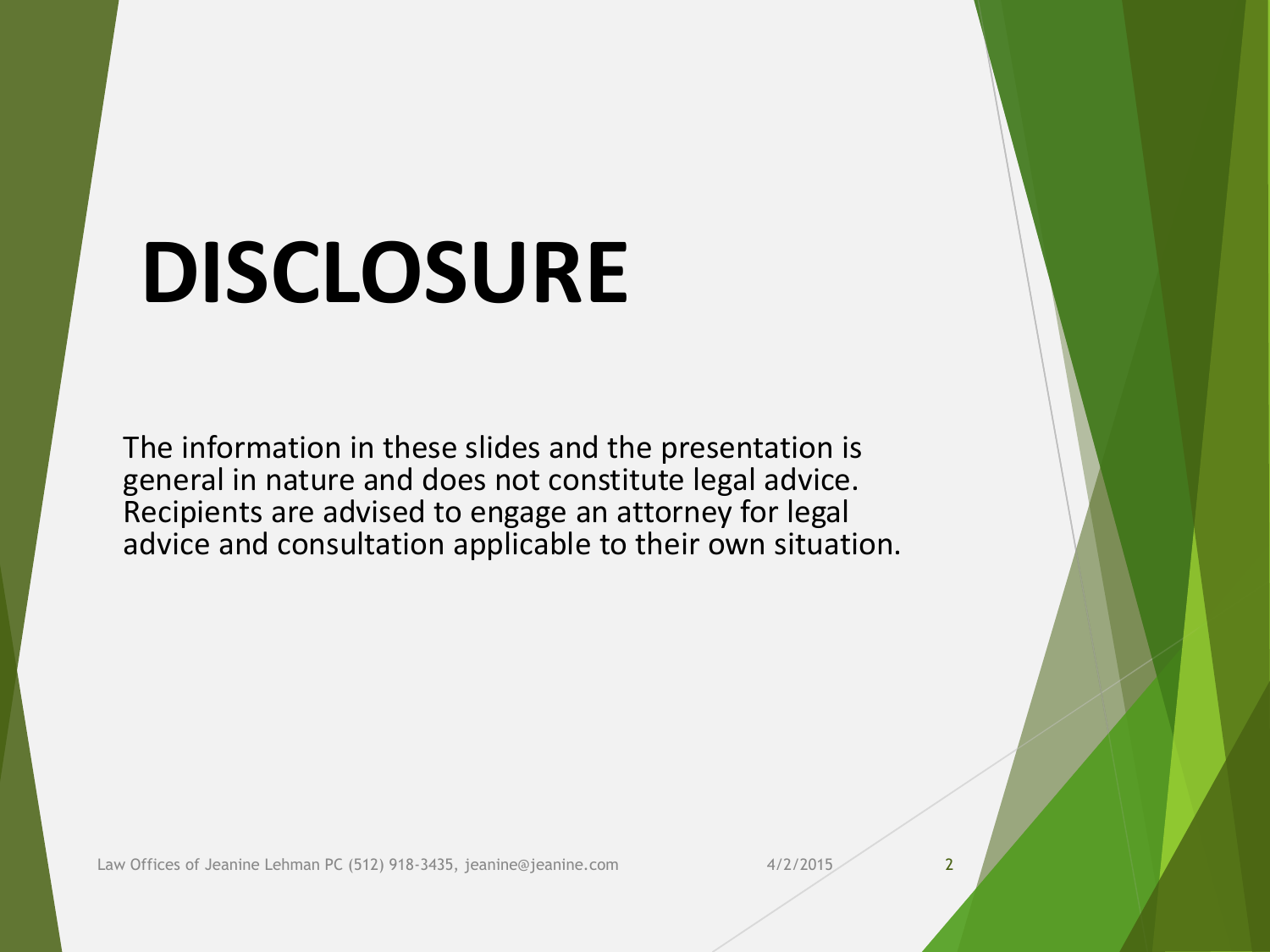# DISCLOSURE

The information in these slides and the presentation is general in nature and does not constitute legal advice. Recipients are advised to engage an attorney for legal advice and consultation applicable to their own situation.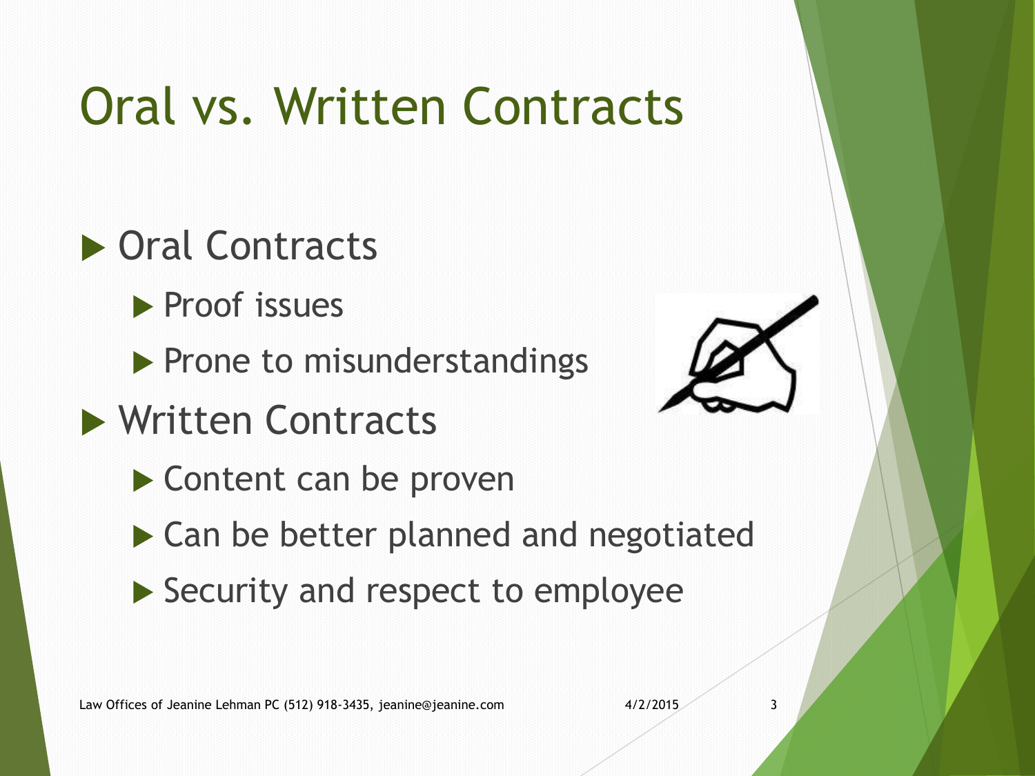# Oral vs. Written Contracts

- Oral Contracts
  - Proof issues
  - Prone to misunderstandings
- Written Contracts
  - Content can be proven
  - Can be better planned and negotiated
  - Security and respect to employee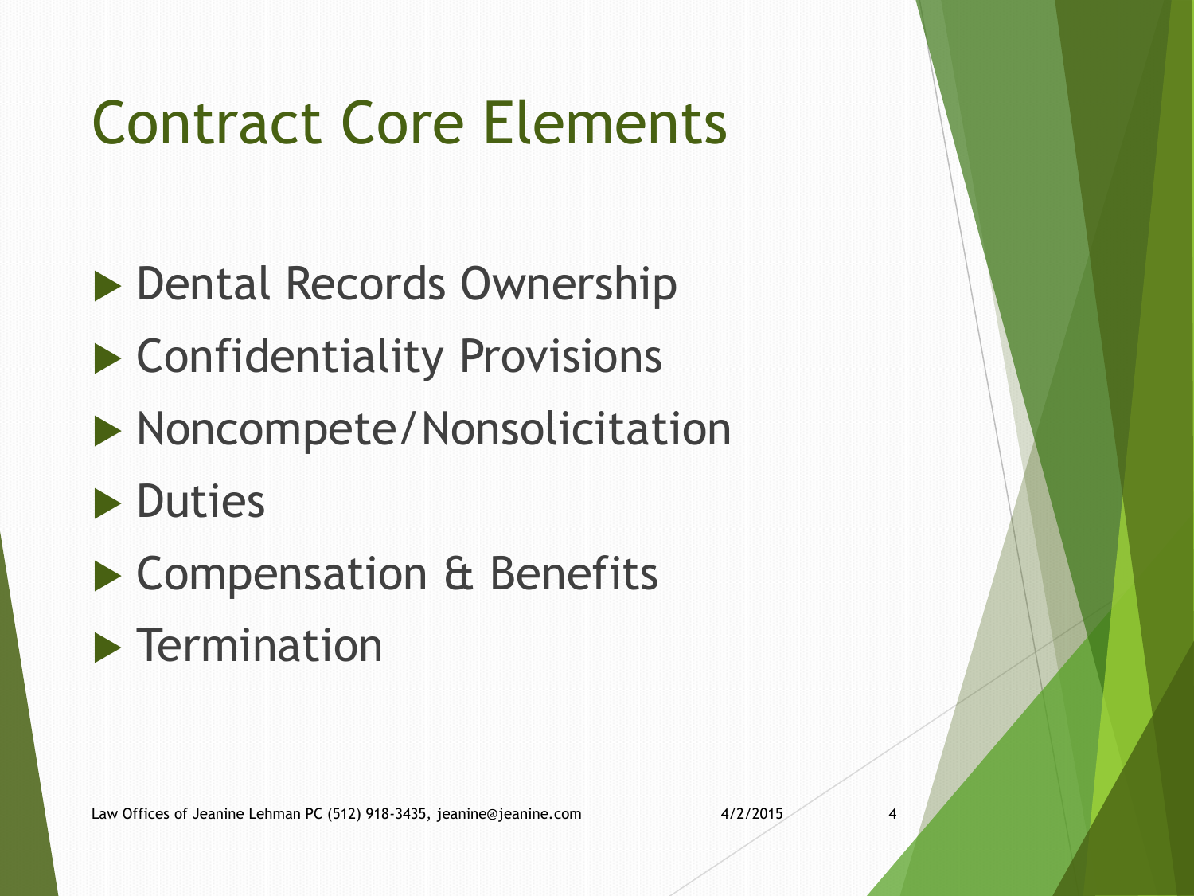# Contract Core Elements

- Dental Records Ownership
- Confidentiality Provisions
- Noncompete/Nonsolicitation
- Duties
- Compensation & Benefits
- Termination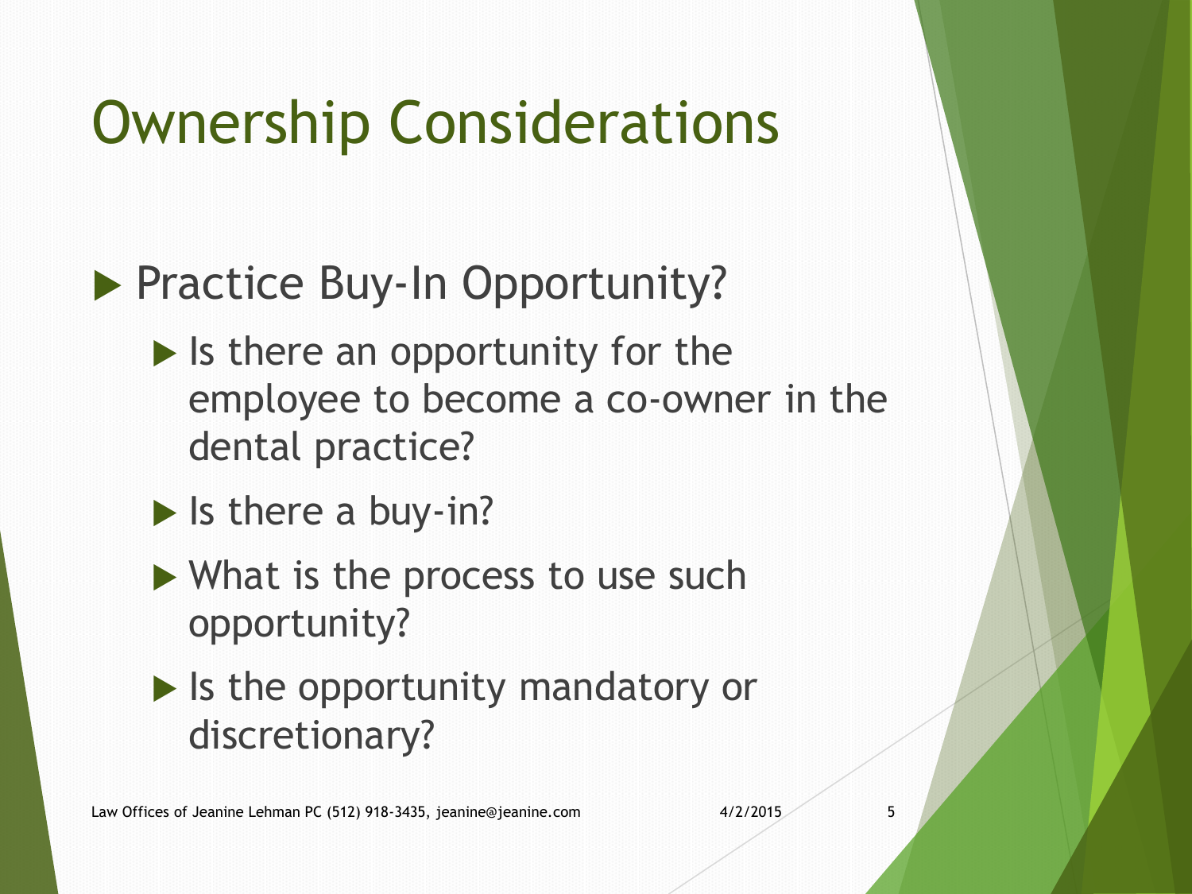# Ownership Considerations

- Practice Buy-In Opportunity?
  - Is there an opportunity for the employee to become a co-owner in the dental practice?
  - Is there a buy-in?
  - What is the process to use such opportunity?
  - Is the opportunity mandatory or discretionary?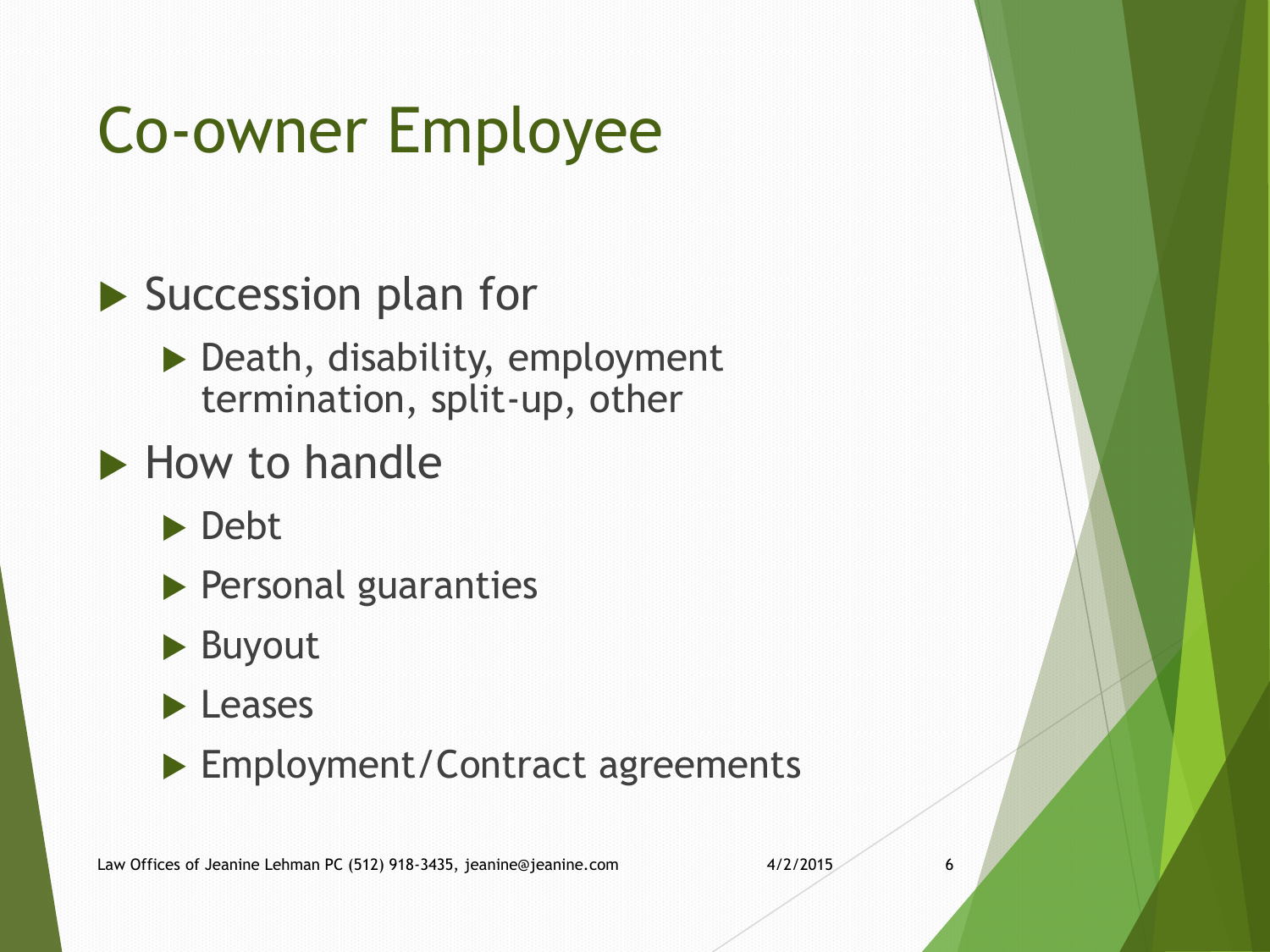# Co-owner Employee

- Succession plan for
  - Death, disability, employment termination, split-up, other
- How to handle
  - Debt
  - Personal guaranties
  - Buyout
  - Leases
  - Employment/Contract agreements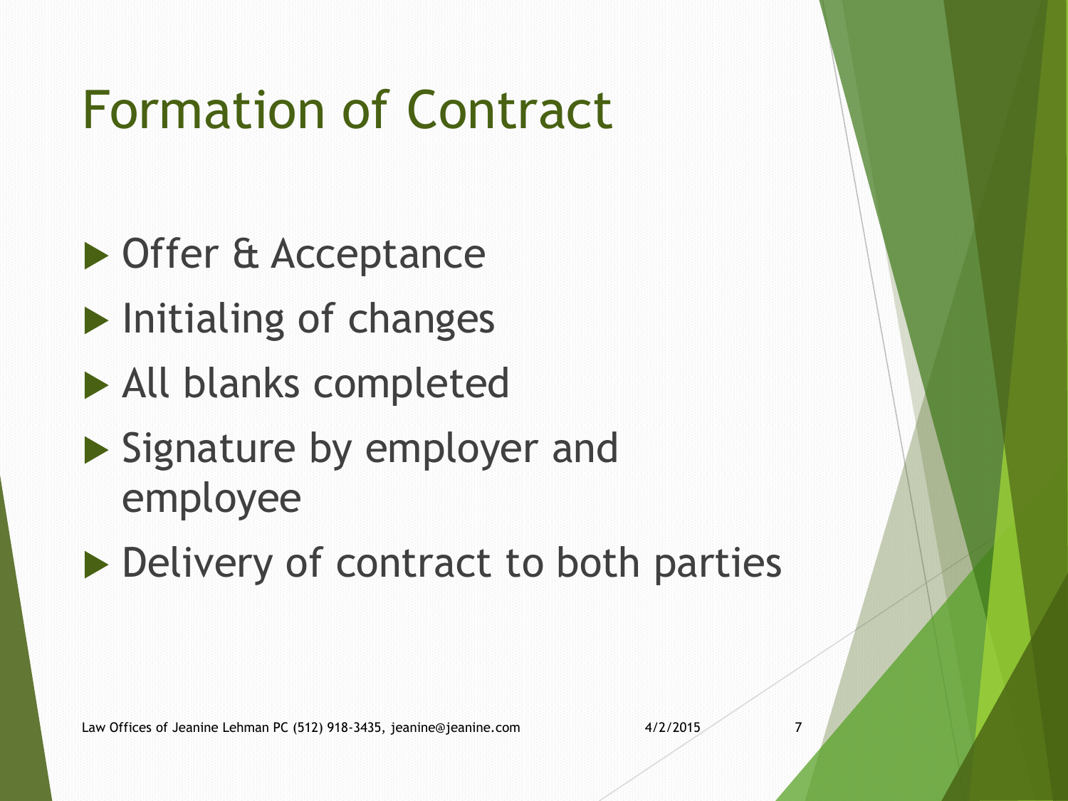# Formation of Contract

- Offer & Acceptance
- Initialing of changes
- All blanks completed
- Signature by employer and employee
- Delivery of contract to both parties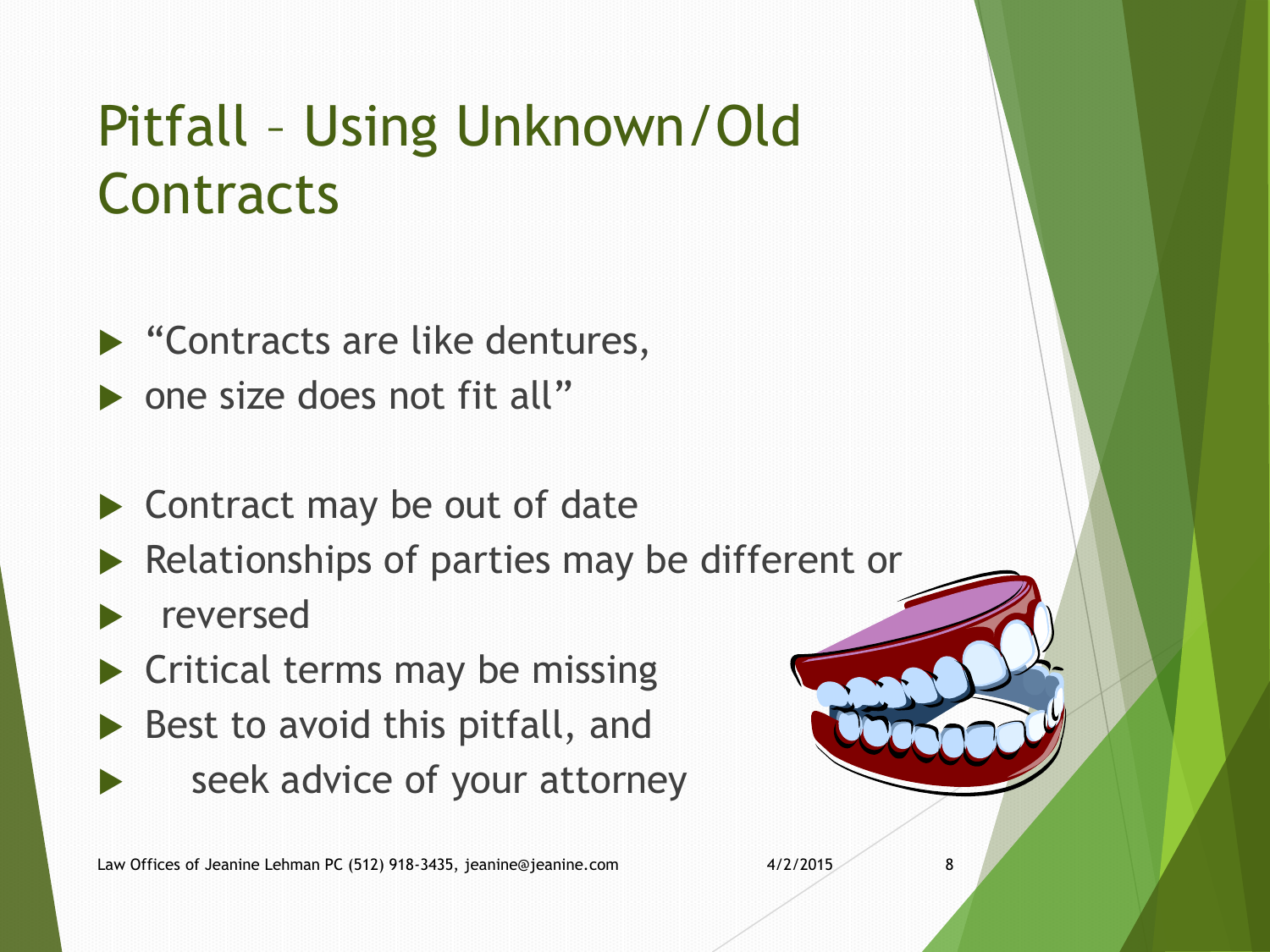# Pitfall – Using Unknown/Old Contracts

- "Contracts are like dentures,
- one size does not fit all"

- Contract may be out of date
- Relationships of parties may be different or
- reversed
- Critical terms may be missing
- Best to avoid this pitfall, and
- seek advice of your attorney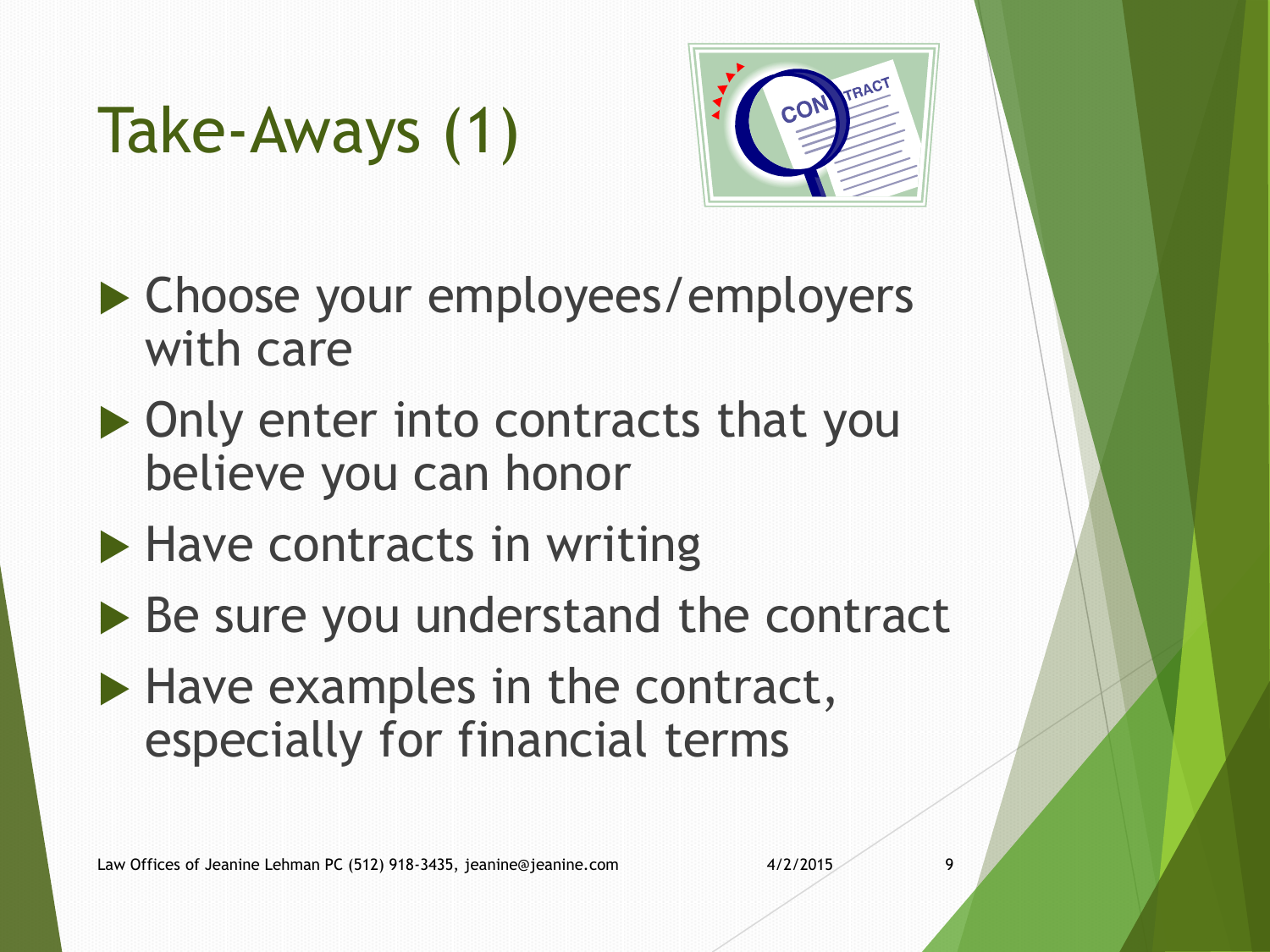# Take-Aways (1)

- Choose your employees/employers with care
- Only enter into contracts that you believe you can honor
- Have contracts in writing
- Be sure you understand the contract
- Have examples in the contract, especially for financial terms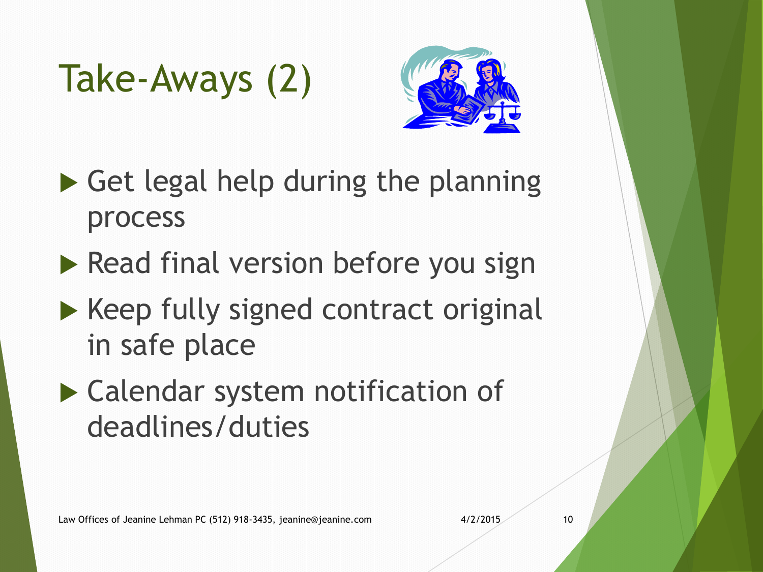# Take-Aways (2)

- Get legal help during the planning process
- Read final version before you sign
- Keep fully signed contract original in safe place
- Calendar system notification of deadlines/duties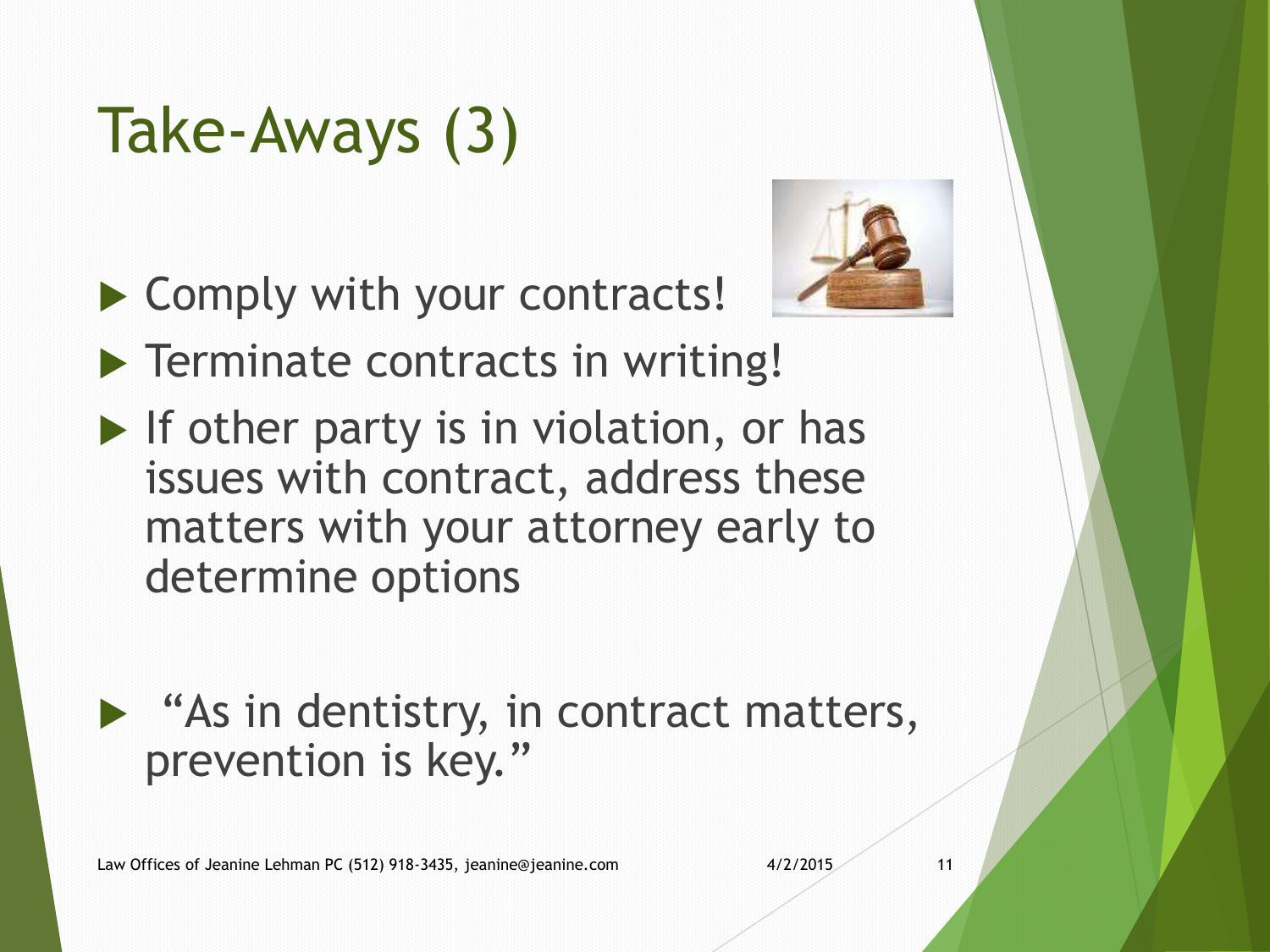# Take-Aways (3)

- Comply with your contracts!
- Terminate contracts in writing!
- If other party is in violation, or has issues with contract, address these matters with your attorney early to determine options

- "As in dentistry, in contract matters, prevention is key."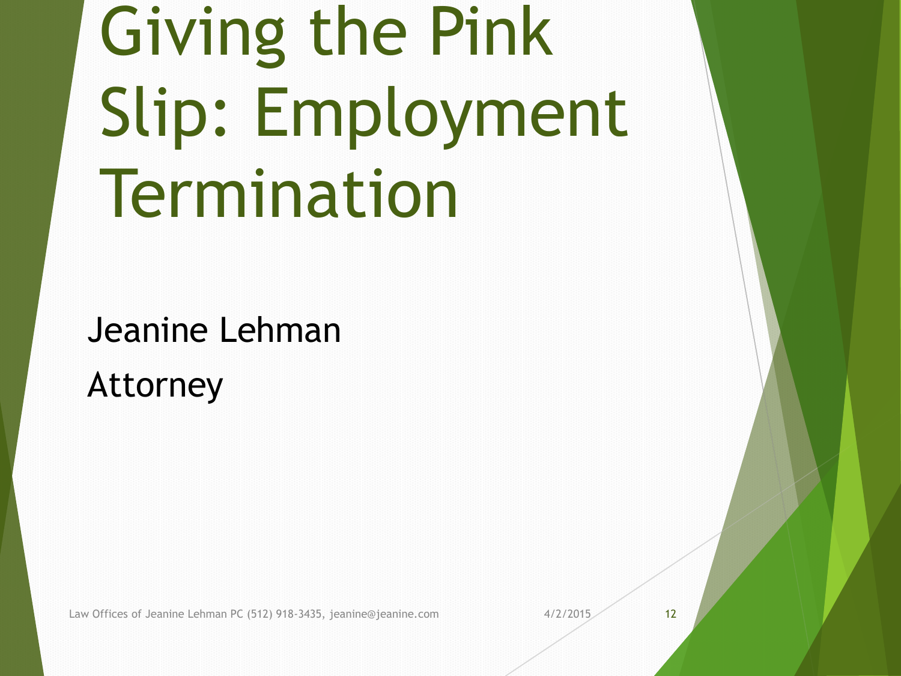# Giving the Pink Slip: Employment Termination

Jeanine Lehman

Attorney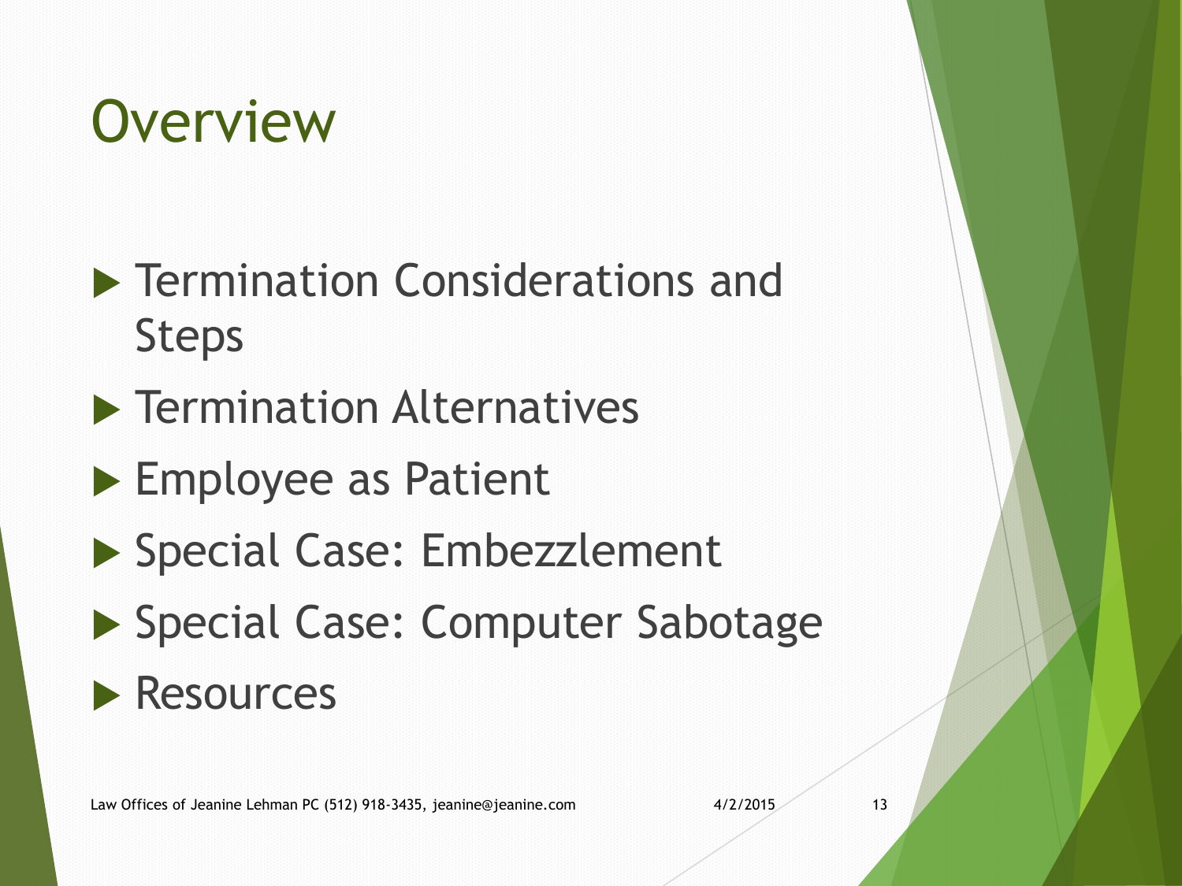# Overview

- Termination Considerations and Steps
- Termination Alternatives
- Employee as Patient
- Special Case: Embezzlement
- Special Case: Computer Sabotage
- Resources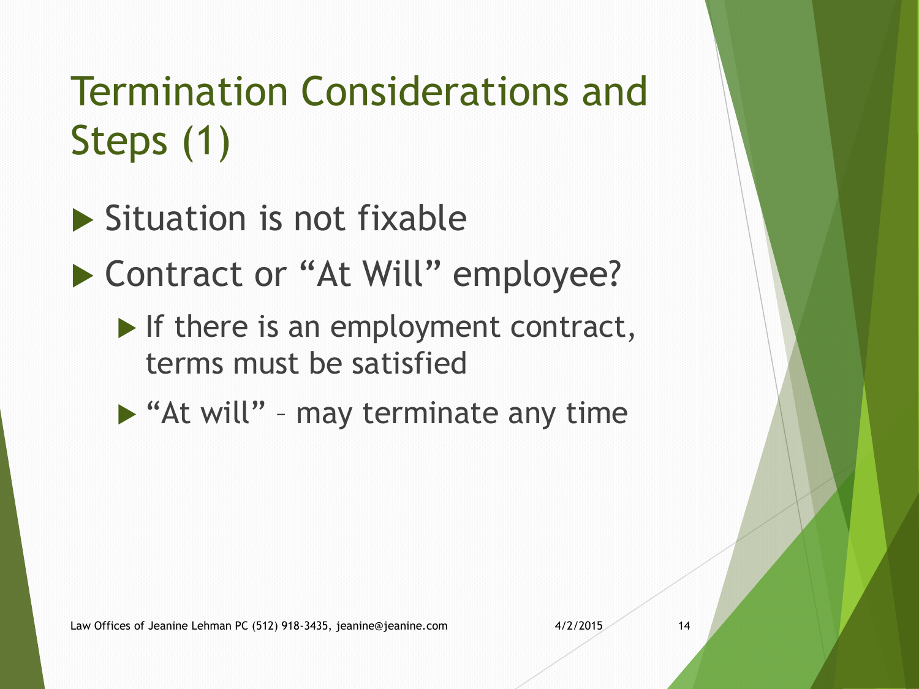# Termination Considerations and Steps (1)

- Situation is not fixable
- Contract or "At Will" employee?
  - If there is an employment contract, terms must be satisfied
  - "At will" – may terminate any time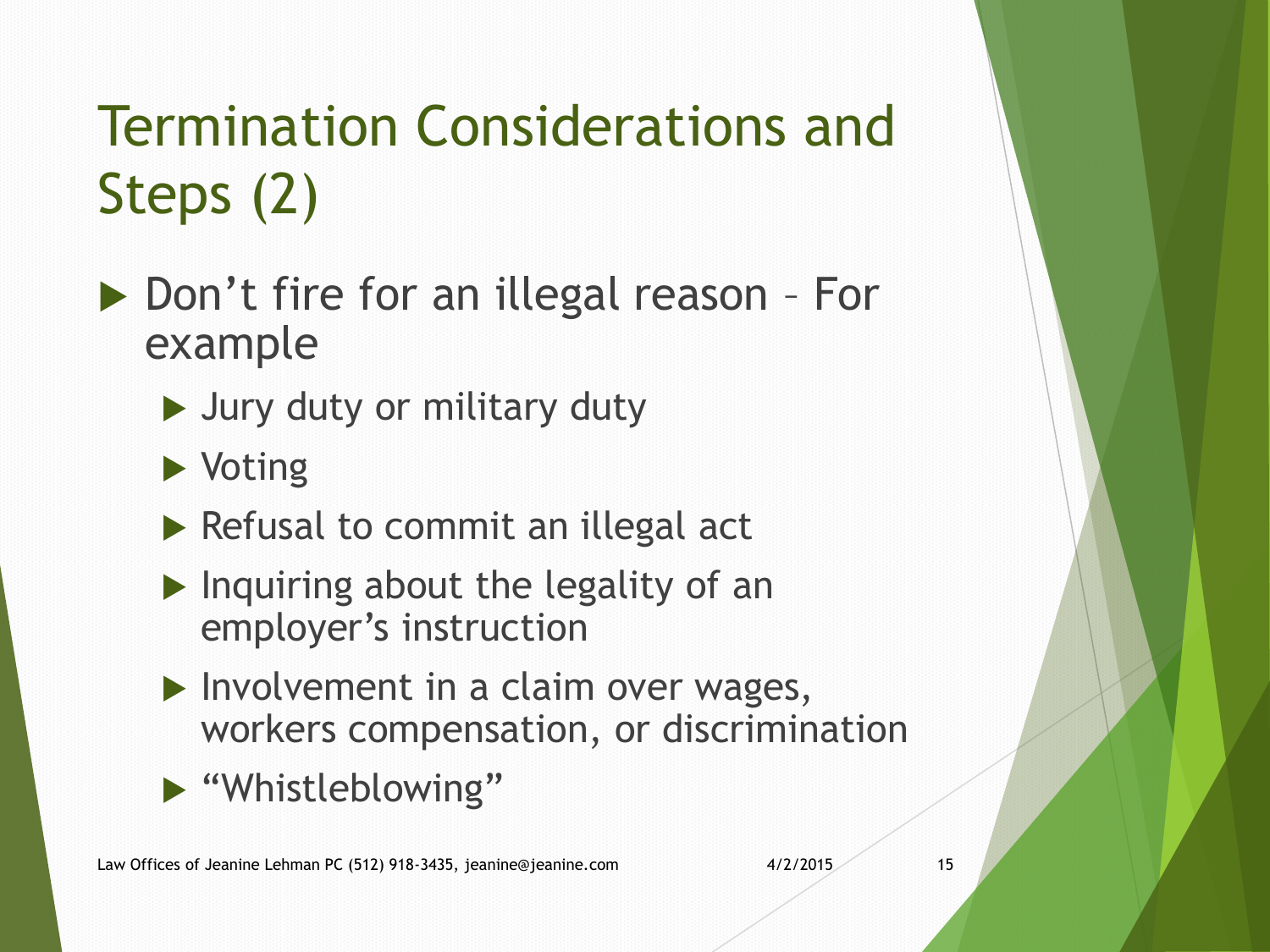# Termination Considerations and Steps (2)

- Don't fire for an illegal reason – For example
  - Jury duty or military duty
  - Voting
  - Refusal to commit an illegal act
  - Inquiring about the legality of an employer's instruction
  - Involvement in a claim over wages, workers compensation, or discrimination
  - "Whistleblowing"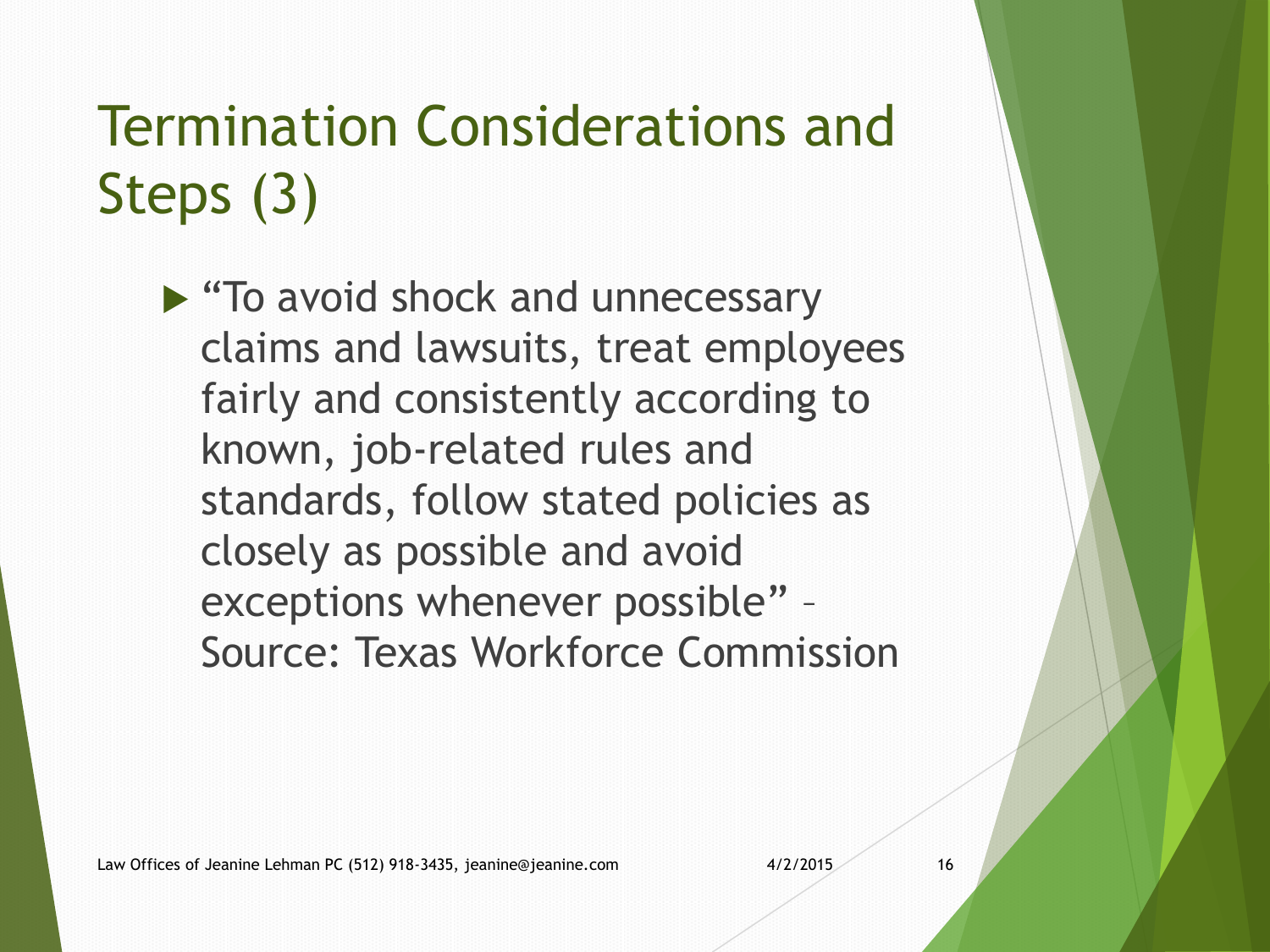# Termination Considerations and Steps (3)

- "To avoid shock and unnecessary claims and lawsuits, treat employees fairly and consistently according to known, job-related rules and standards, follow stated policies as closely as possible and avoid exceptions whenever possible" – Source: Texas Workforce Commission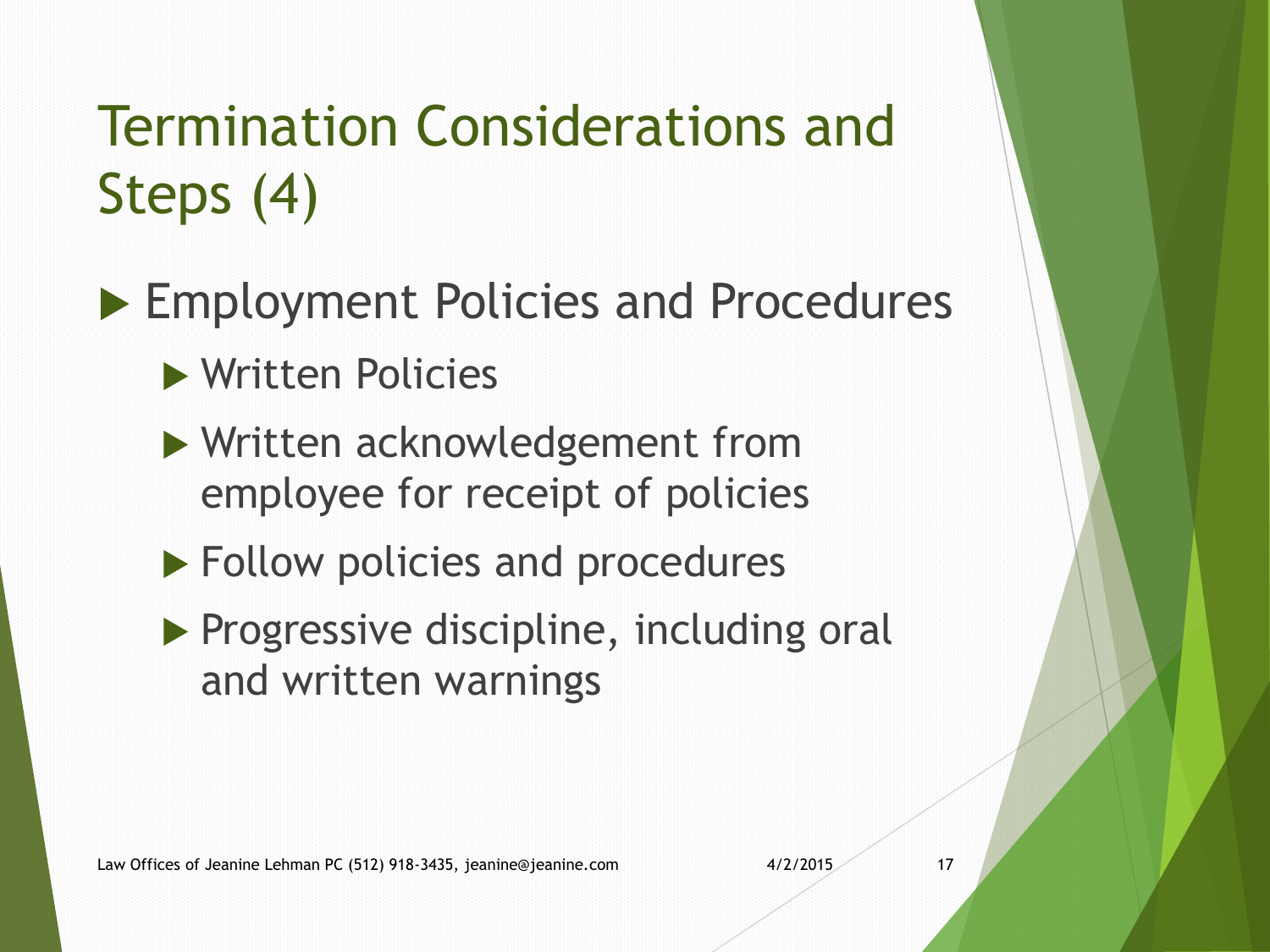# Termination Considerations and Steps (4)

- Employment Policies and Procedures
  - Written Policies
  - Written acknowledgement from employee for receipt of policies
  - Follow policies and procedures
  - Progressive discipline, including oral and written warnings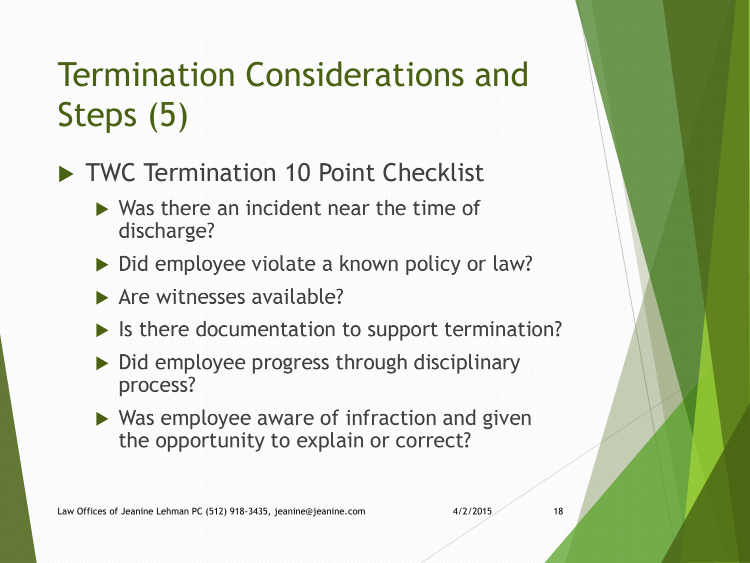# Termination Considerations and Steps (5)

- TWC Termination 10 Point Checklist
  - Was there an incident near the time of discharge?
  - Did employee violate a known policy or law?
  - Are witnesses available?
  - Is there documentation to support termination?
  - Did employee progress through disciplinary process?
  - Was employee aware of infraction and given the opportunity to explain or correct?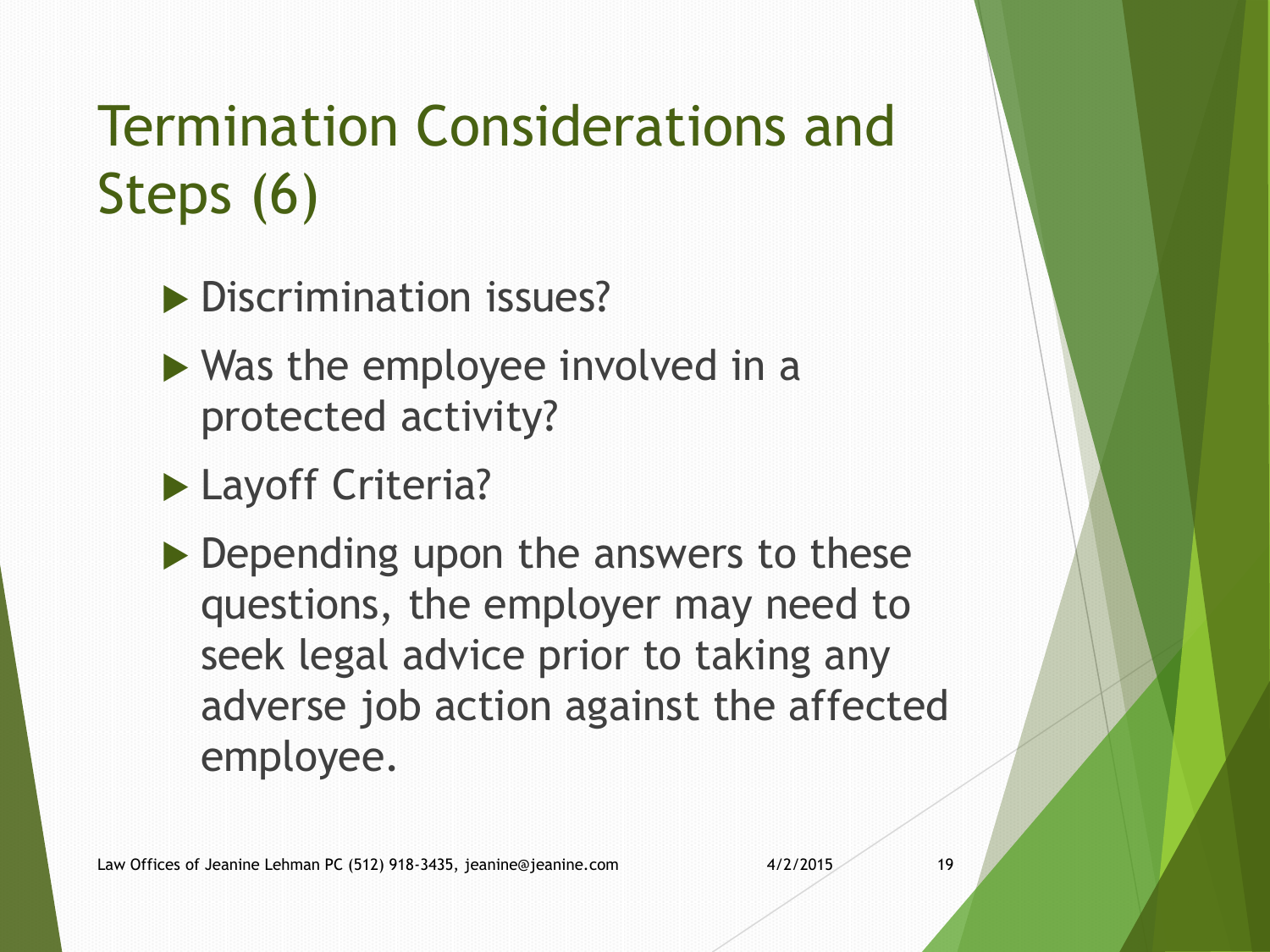# Termination Considerations and Steps (6)

- Discrimination issues?
- Was the employee involved in a protected activity?
- Layoff Criteria?
- Depending upon the answers to these questions, the employer may need to seek legal advice prior to taking any adverse job action against the affected employee.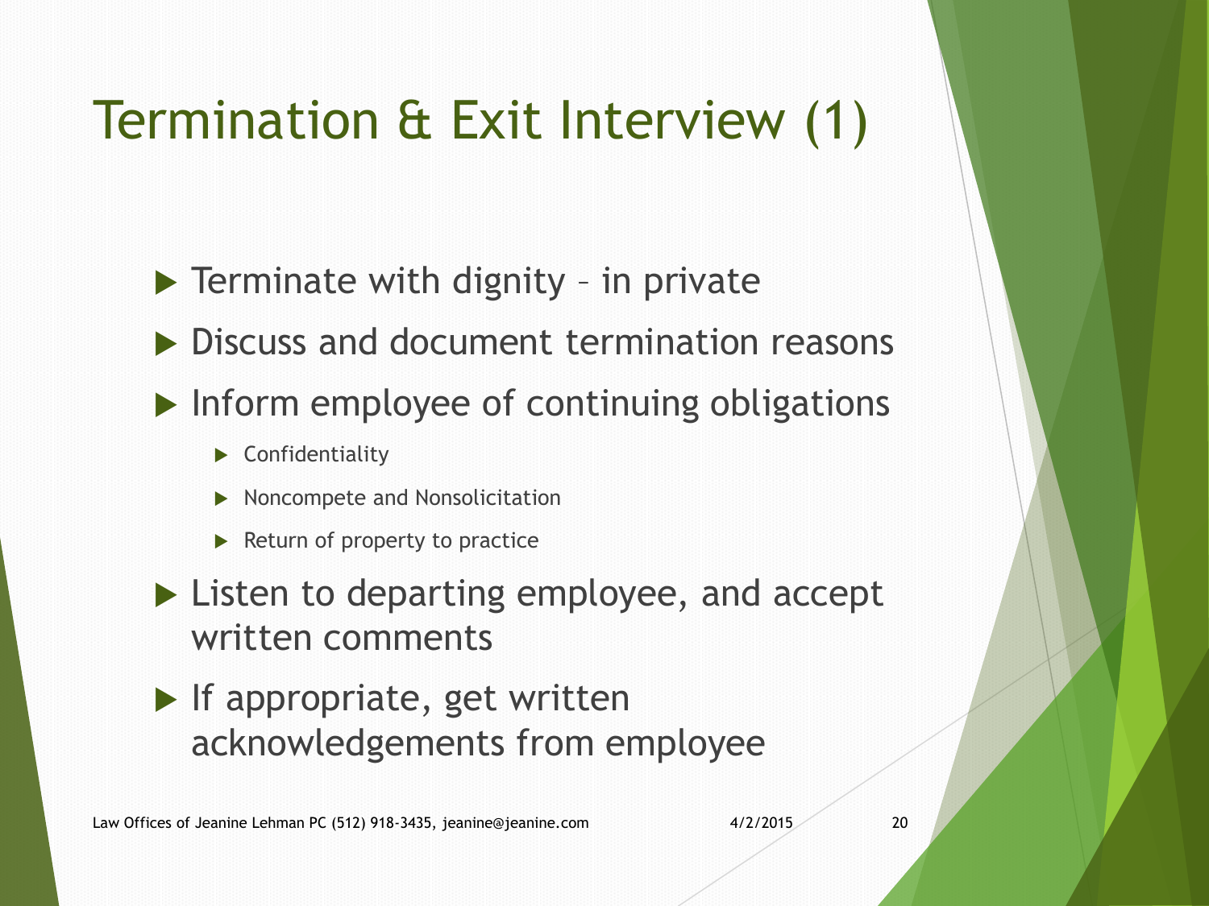# Termination & Exit Interview (1)

- Terminate with dignity – in private
- Discuss and document termination reasons
- Inform employee of continuing obligations
  - Confidentiality
  - Noncompete and Nonsolicitation
  - Return of property to practice
- Listen to departing employee, and accept written comments
- If appropriate, get written acknowledgements from employee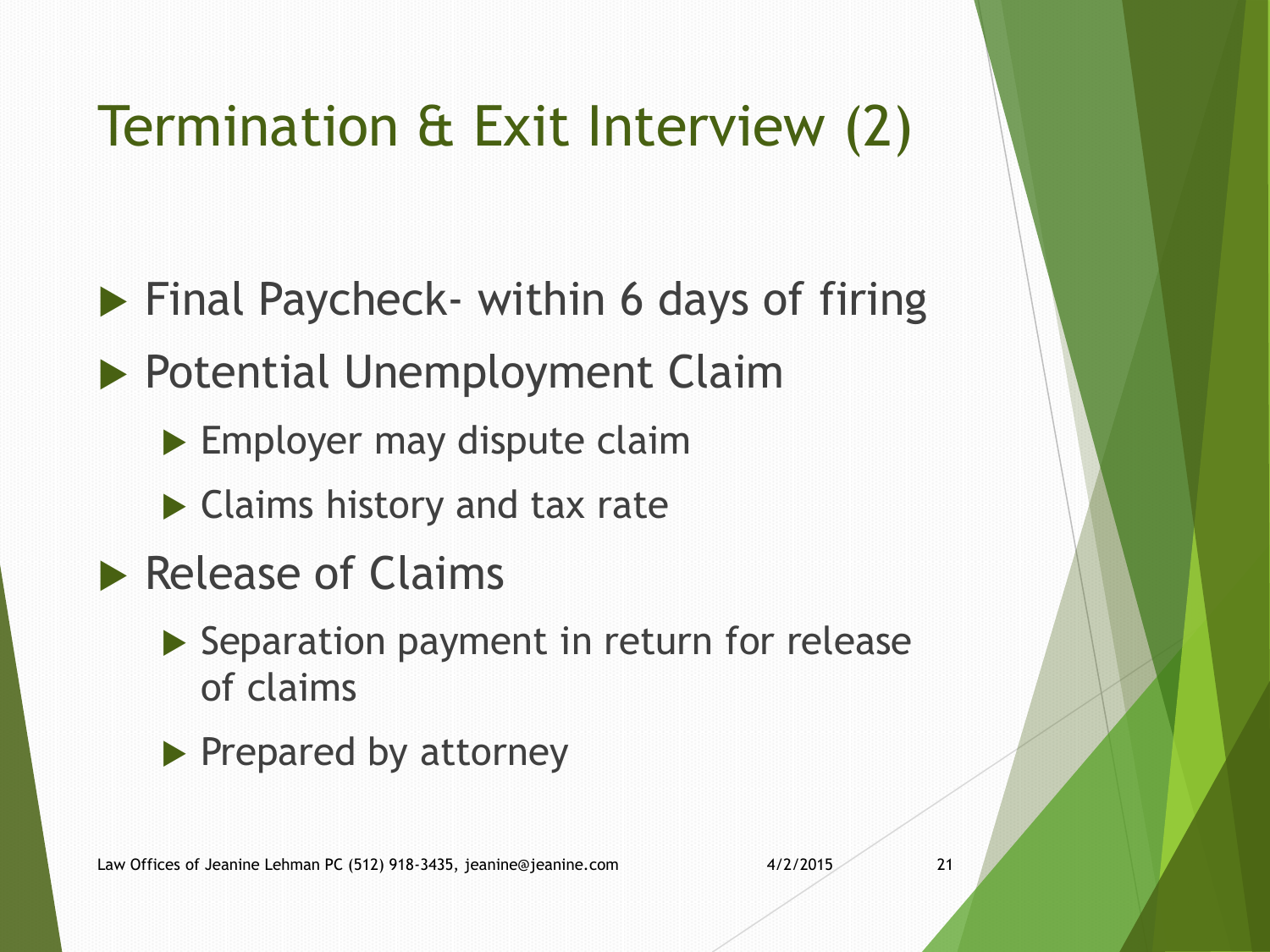# Termination & Exit Interview (2)

- Final Paycheck- within 6 days of firing
- Potential Unemployment Claim
  - Employer may dispute claim
  - Claims history and tax rate
- Release of Claims
  - Separation payment in return for release of claims
  - Prepared by attorney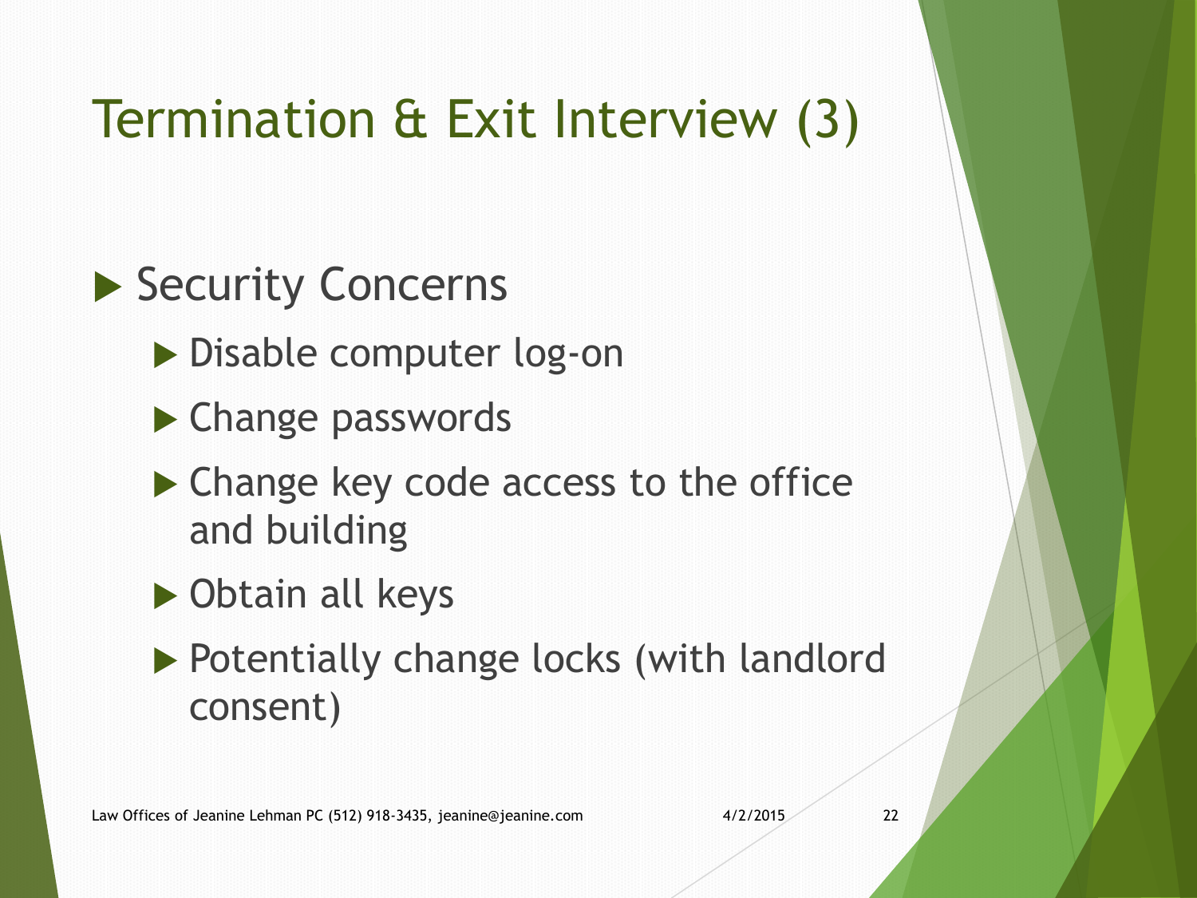# Termination & Exit Interview (3)

- Security Concerns
  - Disable computer log-on
  - Change passwords
  - Change key code access to the office and building
  - Obtain all keys
  - Potentially change locks (with landlord consent)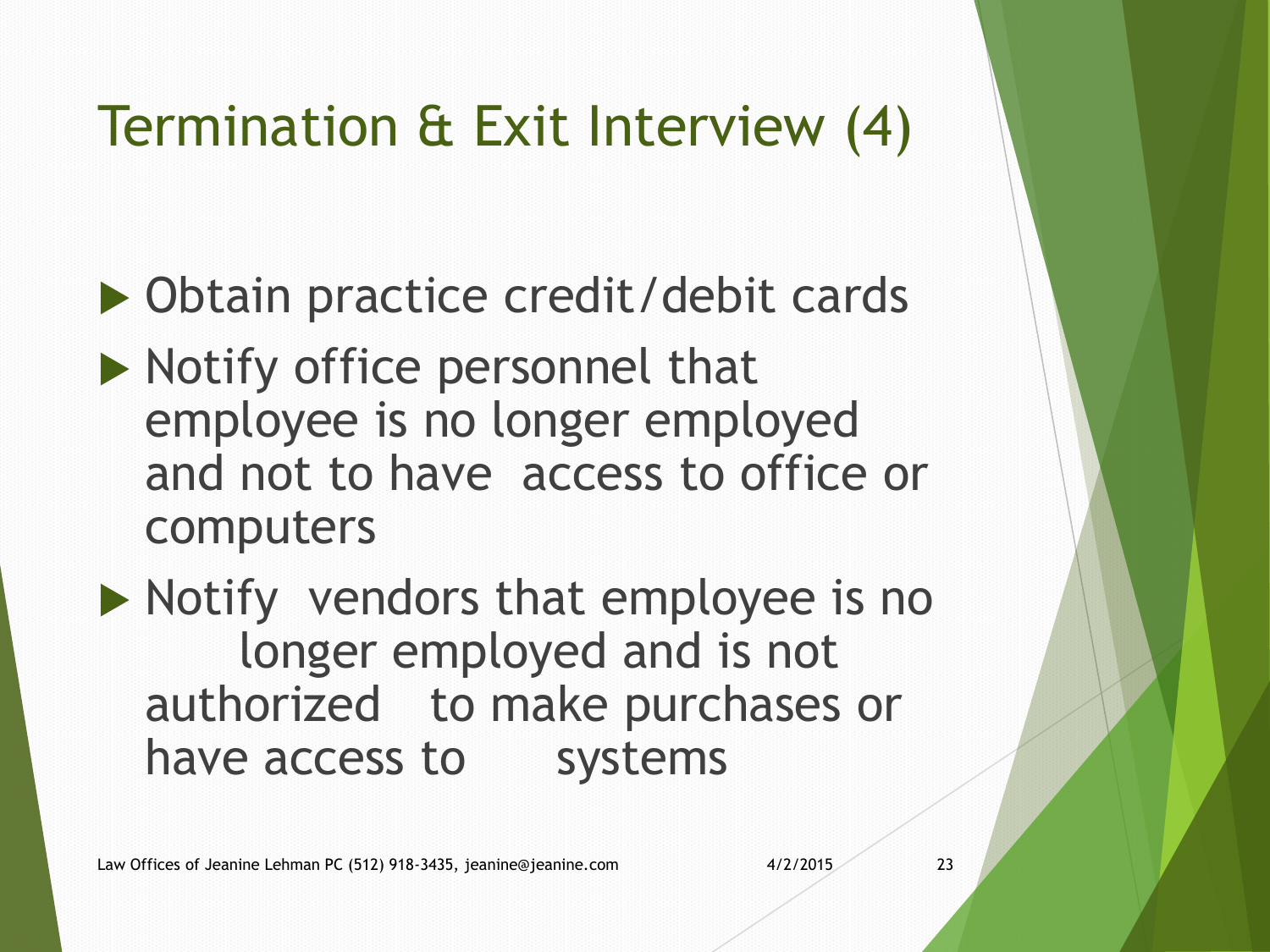# Termination & Exit Interview (4)

- Obtain practice credit/debit cards
- Notify office personnel that employee is no longer employed and not to have access to office or computers
- Notify vendors that employee is no longer employed and is not authorized to make purchases or have access to systems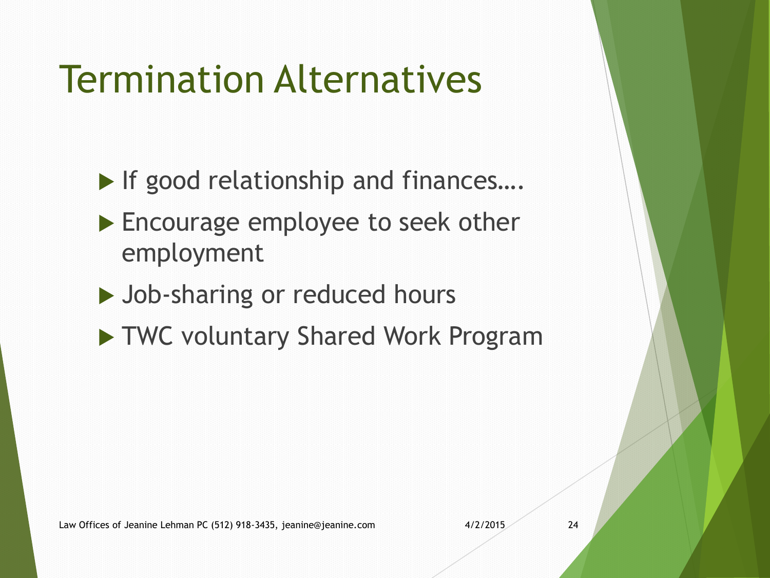# Termination Alternatives

- If good relationship and finances….
- Encourage employee to seek other employment
- Job-sharing or reduced hours
- TWC voluntary Shared Work Program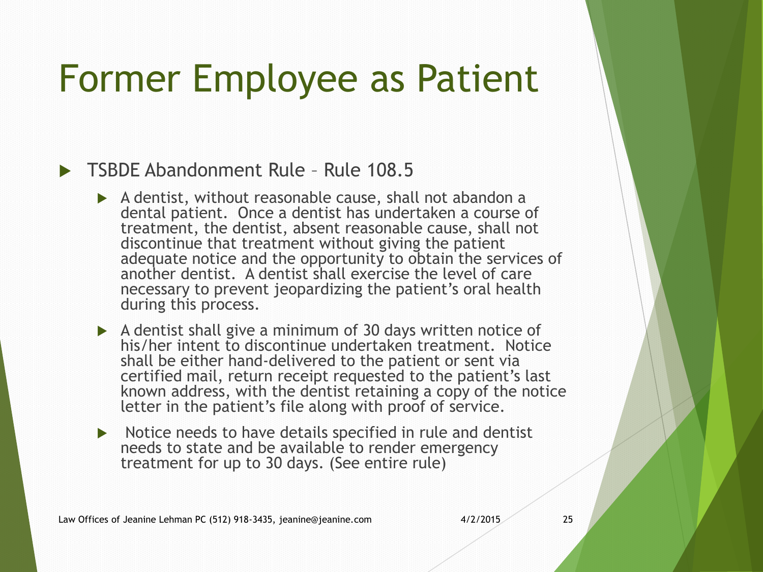# Former Employee as Patient

- TSBDE Abandonment Rule – Rule 108.5
  - A dentist, without reasonable cause, shall not abandon a dental patient. Once a dentist has undertaken a course of treatment, the dentist, absent reasonable cause, shall not discontinue that treatment without giving the patient adequate notice and the opportunity to obtain the services of another dentist. A dentist shall exercise the level of care necessary to prevent jeopardizing the patient's oral health during this process.
  - A dentist shall give a minimum of 30 days written notice of his/her intent to discontinue undertaken treatment. Notice shall be either hand-delivered to the patient or sent via certified mail, return receipt requested to the patient's last known address, with the dentist retaining a copy of the notice letter in the patient's file along with proof of service.
  - Notice needs to have details specified in rule and dentist needs to state and be available to render emergency treatment for up to 30 days. (See entire rule)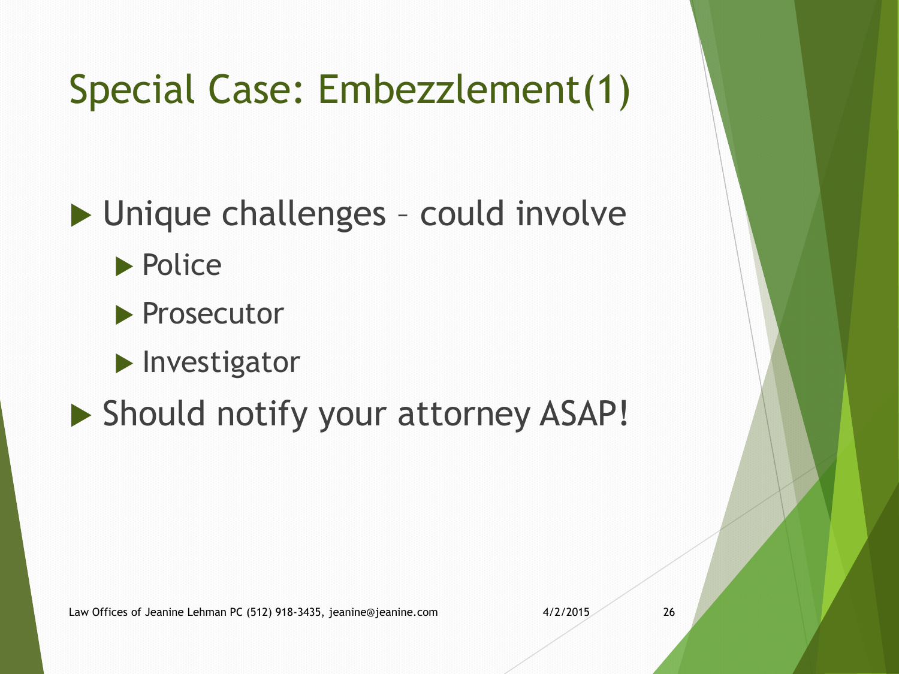# Special Case: Embezzlement(1)

- Unique challenges – could involve
  - Police
  - Prosecutor
  - Investigator
- Should notify your attorney ASAP!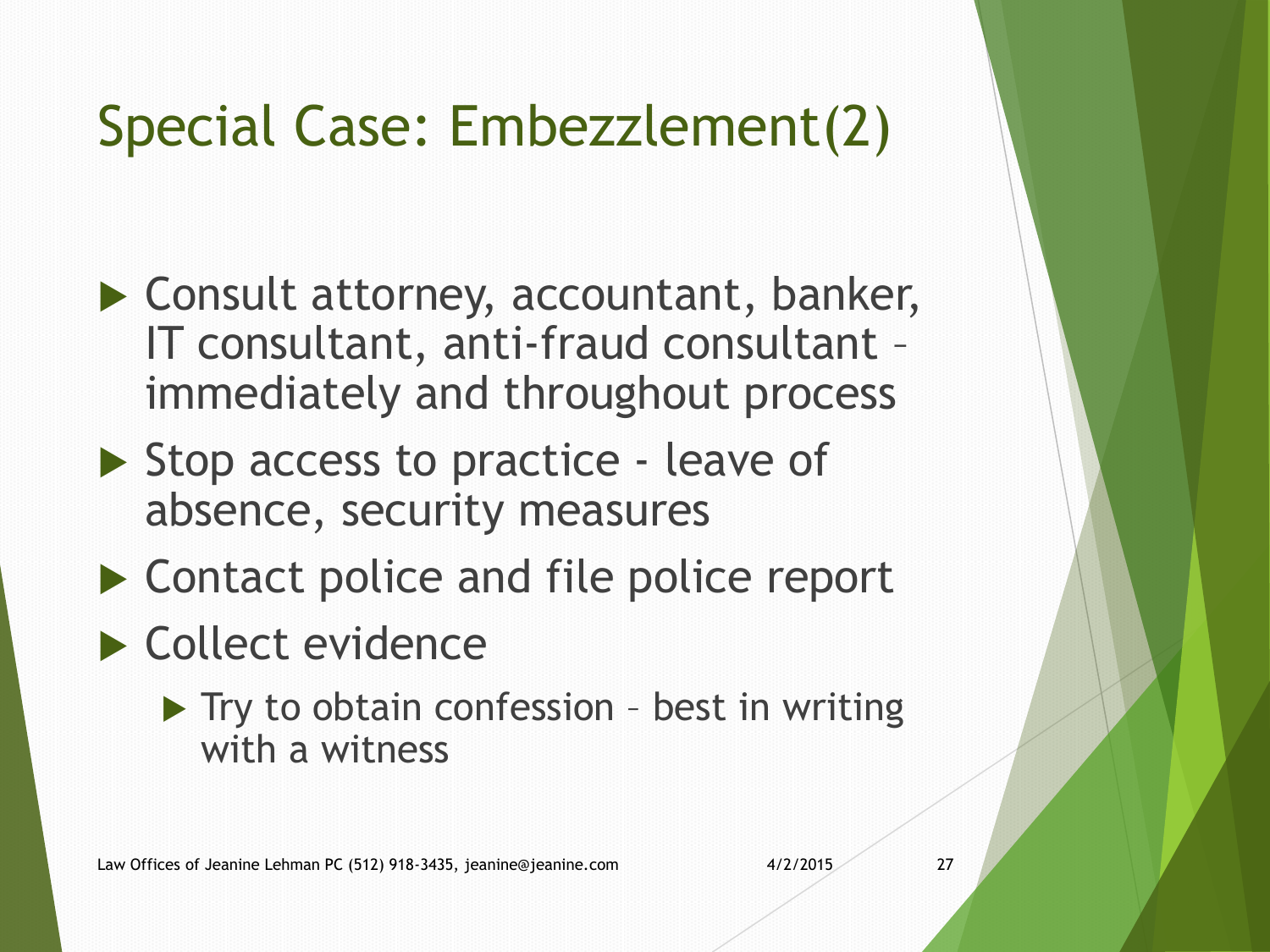# Special Case: Embezzlement(2)

- Consult attorney, accountant, banker, IT consultant, anti-fraud consultant – immediately and throughout process
- Stop access to practice - leave of absence, security measures
- Contact police and file police report
- Collect evidence
  - Try to obtain confession – best in writing with a witness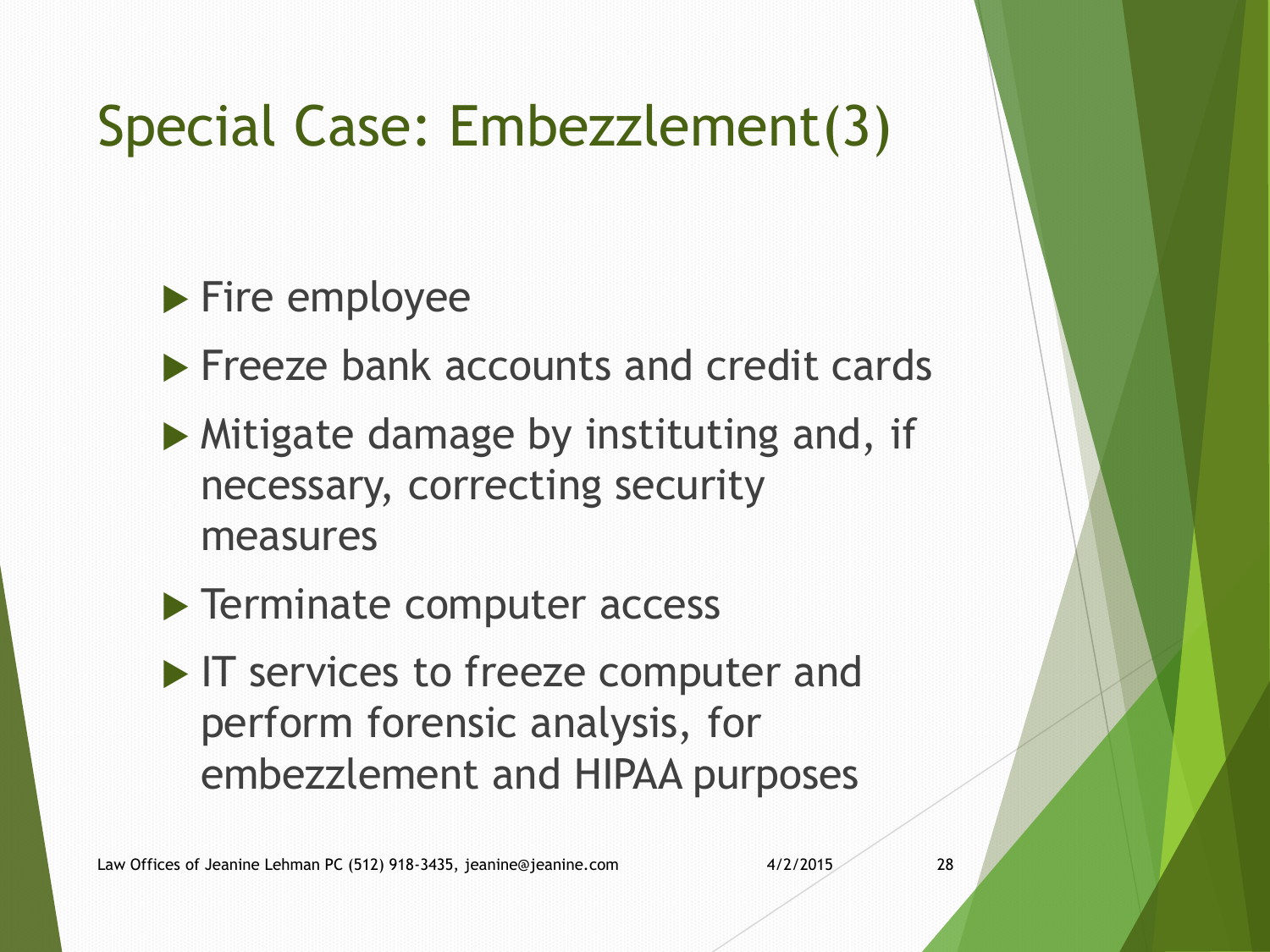# Special Case: Embezzlement(3)

- Fire employee
- Freeze bank accounts and credit cards
- Mitigate damage by instituting and, if necessary, correcting security measures
- Terminate computer access
- IT services to freeze computer and perform forensic analysis, for embezzlement and HIPAA purposes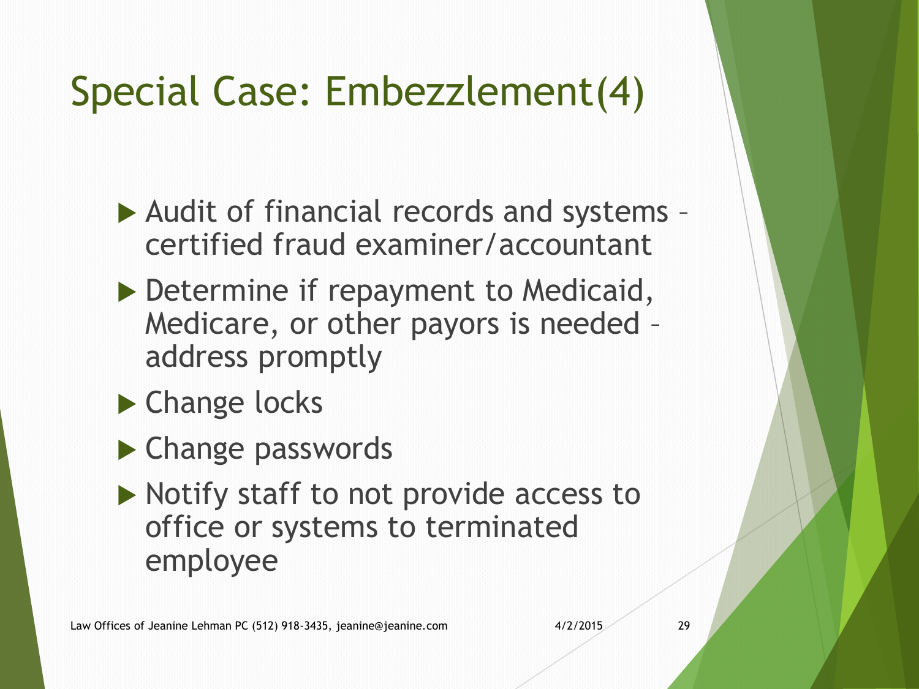# Special Case: Embezzlement(4)

- Audit of financial records and systems – certified fraud examiner/accountant
- Determine if repayment to Medicaid, Medicare, or other payors is needed – address promptly
- Change locks
- Change passwords
- Notify staff to not provide access to office or systems to terminated employee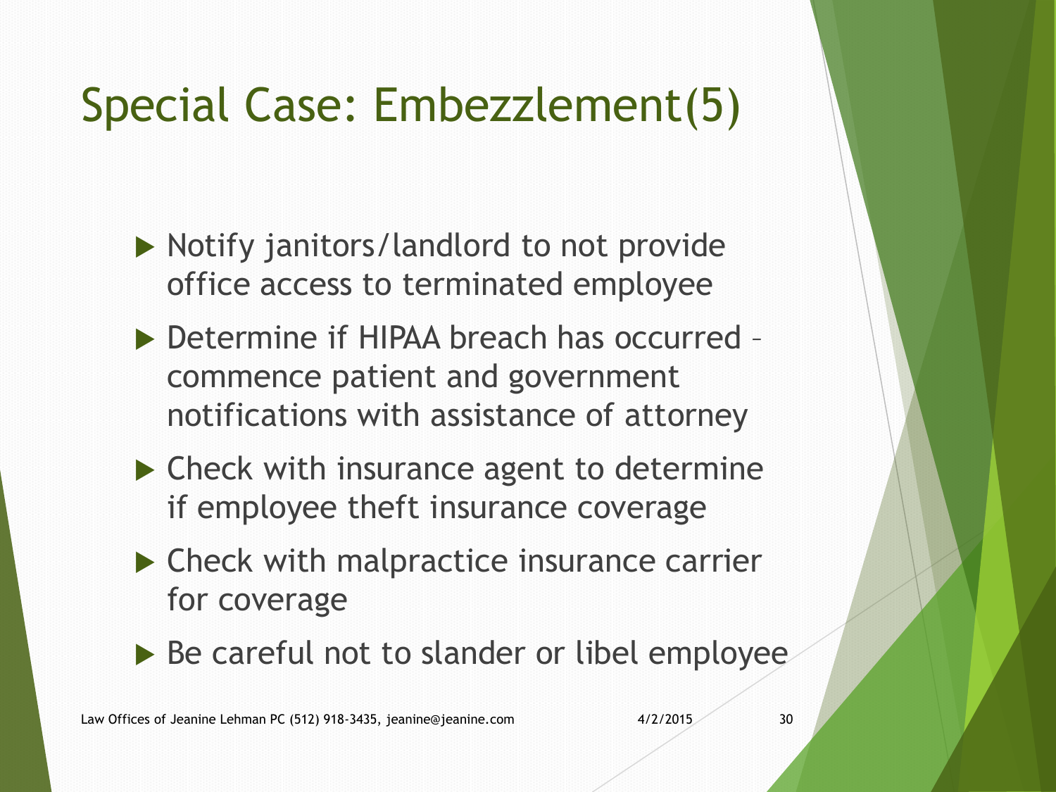# Special Case: Embezzlement(5)

- Notify janitors/landlord to not provide office access to terminated employee
- Determine if HIPAA breach has occurred – commence patient and government notifications with assistance of attorney
- Check with insurance agent to determine if employee theft insurance coverage
- Check with malpractice insurance carrier for coverage
- Be careful not to slander or libel employee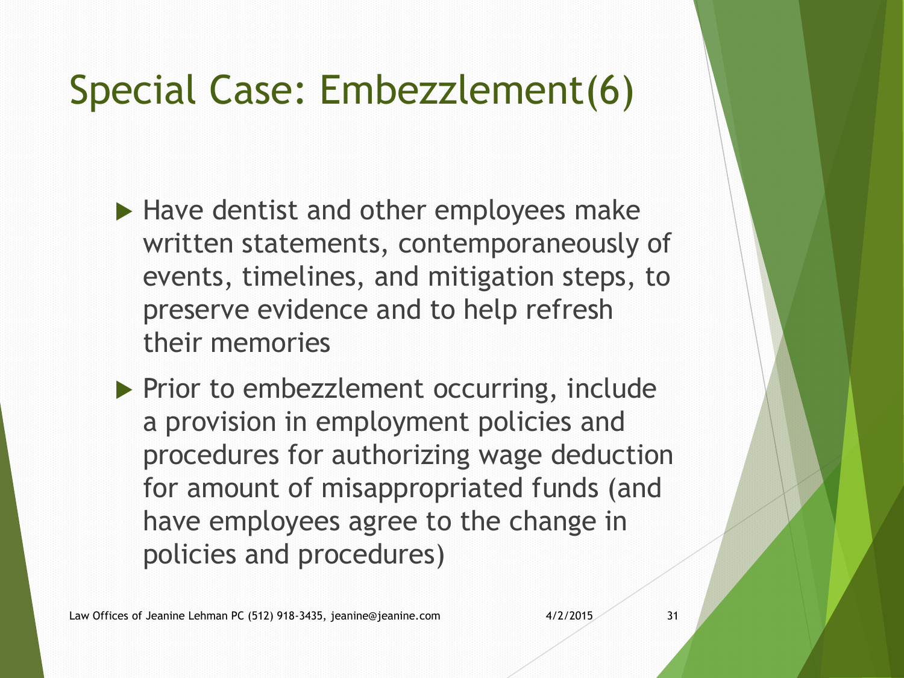# Special Case: Embezzlement(6)

- Have dentist and other employees make written statements, contemporaneously of events, timelines, and mitigation steps, to preserve evidence and to help refresh their memories
- Prior to embezzlement occurring, include a provision in employment policies and procedures for authorizing wage deduction for amount of misappropriated funds (and have employees agree to the change in policies and procedures)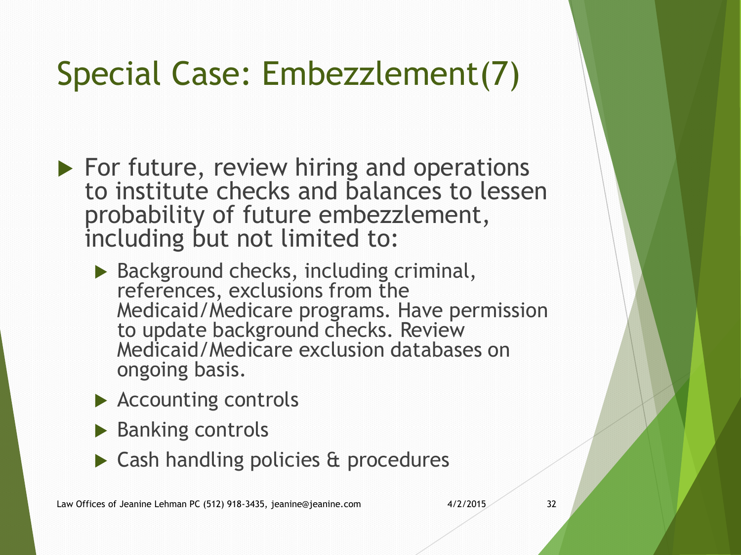# Special Case: Embezzlement(7)

- For future, review hiring and operations to institute checks and balances to lessen probability of future embezzlement, including but not limited to:
  - Background checks, including criminal, references, exclusions from the Medicaid/Medicare programs. Have permission to update background checks. Review Medicaid/Medicare exclusion databases on ongoing basis.
  - Accounting controls
  - Banking controls
  - Cash handling policies & procedures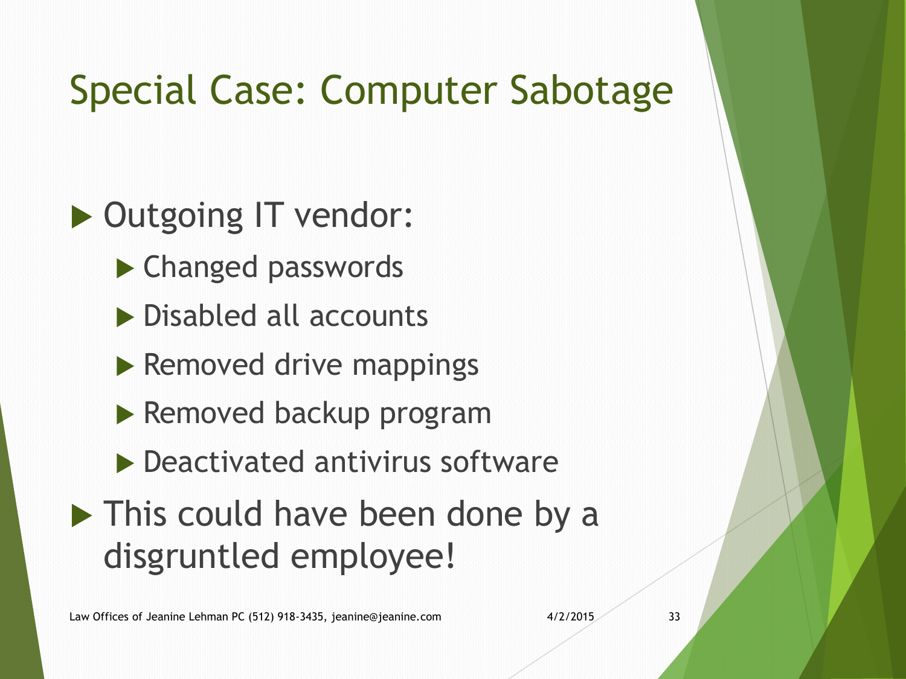# Special Case: Computer Sabotage

- Outgoing IT vendor:
  - Changed passwords
  - Disabled all accounts
  - Removed drive mappings
  - Removed backup program
  - Deactivated antivirus software
- This could have been done by a disgruntled employee!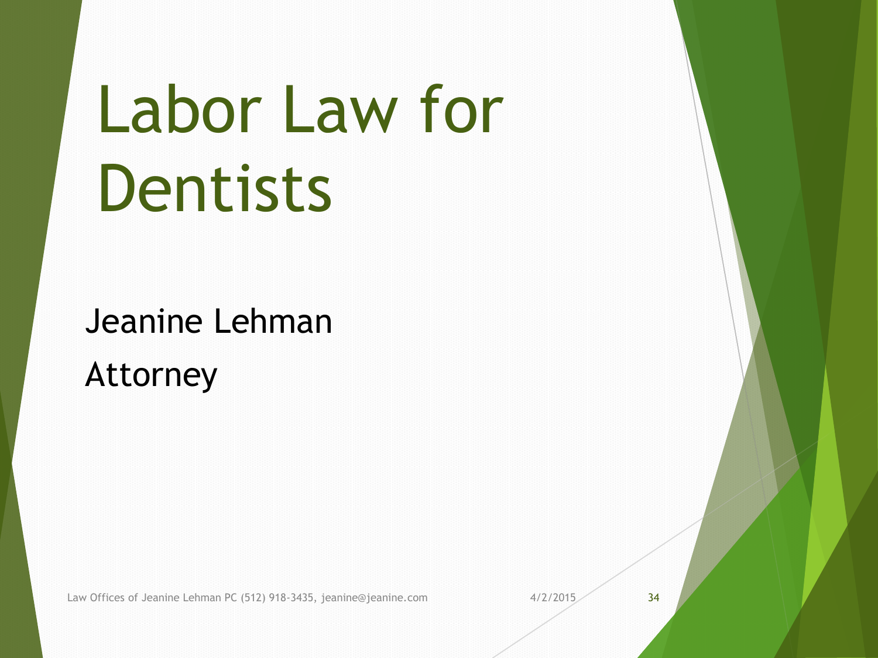# Labor Law for Dentists

Jeanine Lehman

Attorney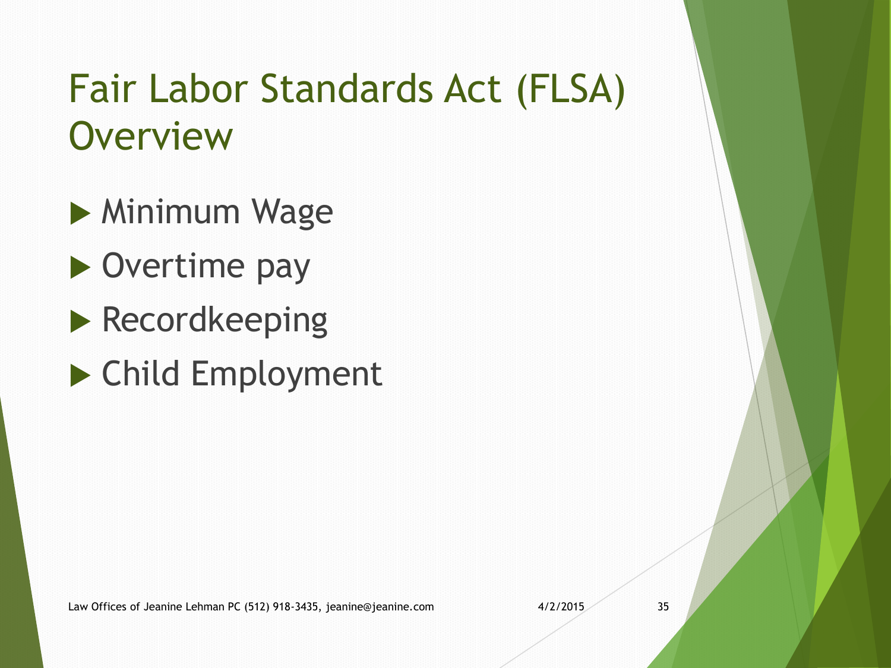# Fair Labor Standards Act (FLSA) Overview

- Minimum Wage
- Overtime pay
- Recordkeeping
- Child Employment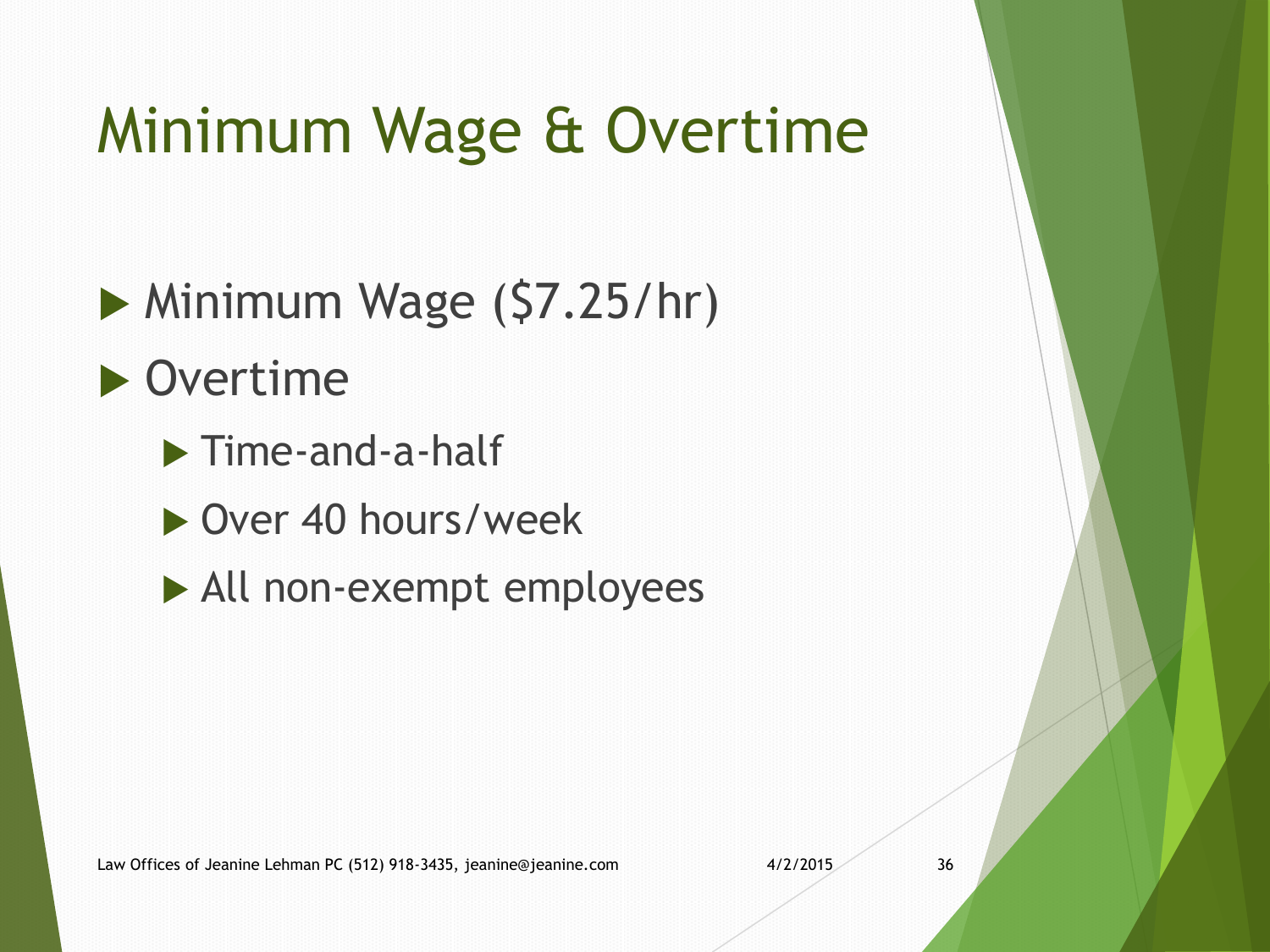# Minimum Wage & Overtime

- Minimum Wage ($7.25/hr)
- Overtime
  - Time-and-a-half
  - Over 40 hours/week
  - All non-exempt employees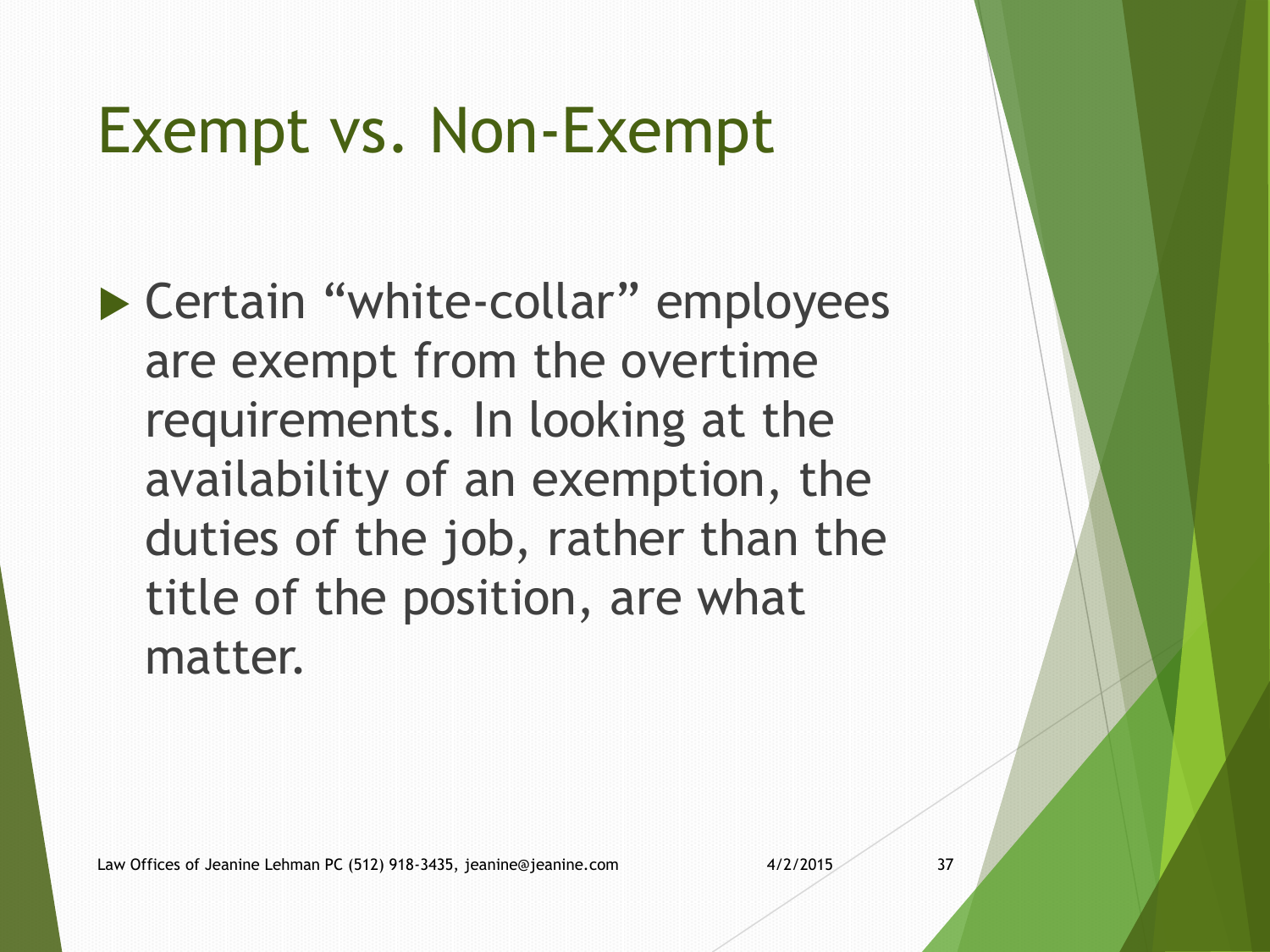# Exempt vs. Non-Exempt

- Certain "white-collar" employees are exempt from the overtime requirements. In looking at the availability of an exemption, the duties of the job, rather than the title of the position, are what matter.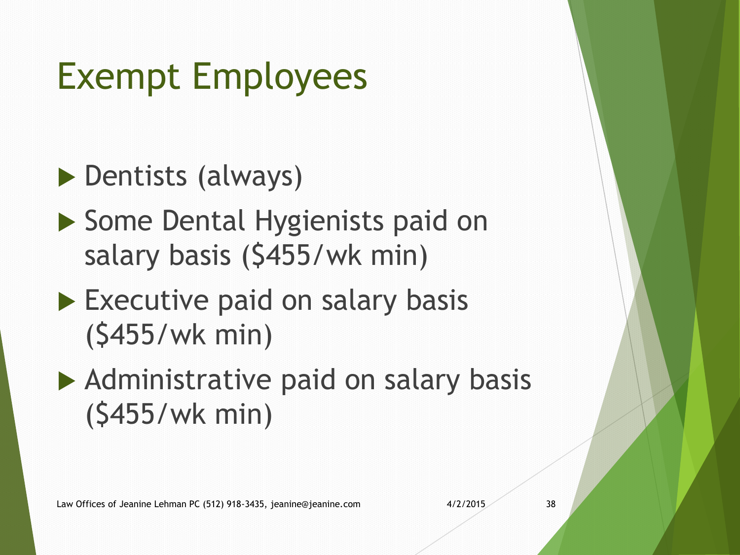# Exempt Employees

- Dentists (always)
- Some Dental Hygienists paid on salary basis ($455/wk min)
- Executive paid on salary basis ($455/wk min)
- Administrative paid on salary basis ($455/wk min)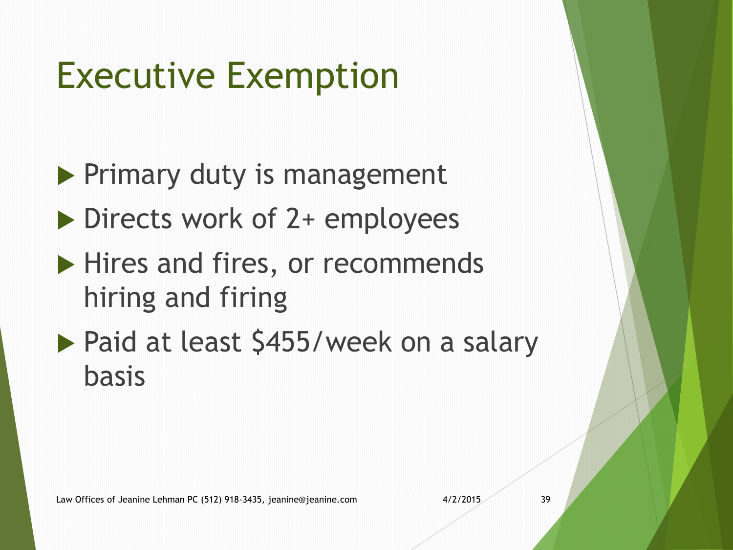# Executive Exemption

- Primary duty is management
- Directs work of 2+ employees
- Hires and fires, or recommends hiring and firing
- Paid at least $455/week on a salary basis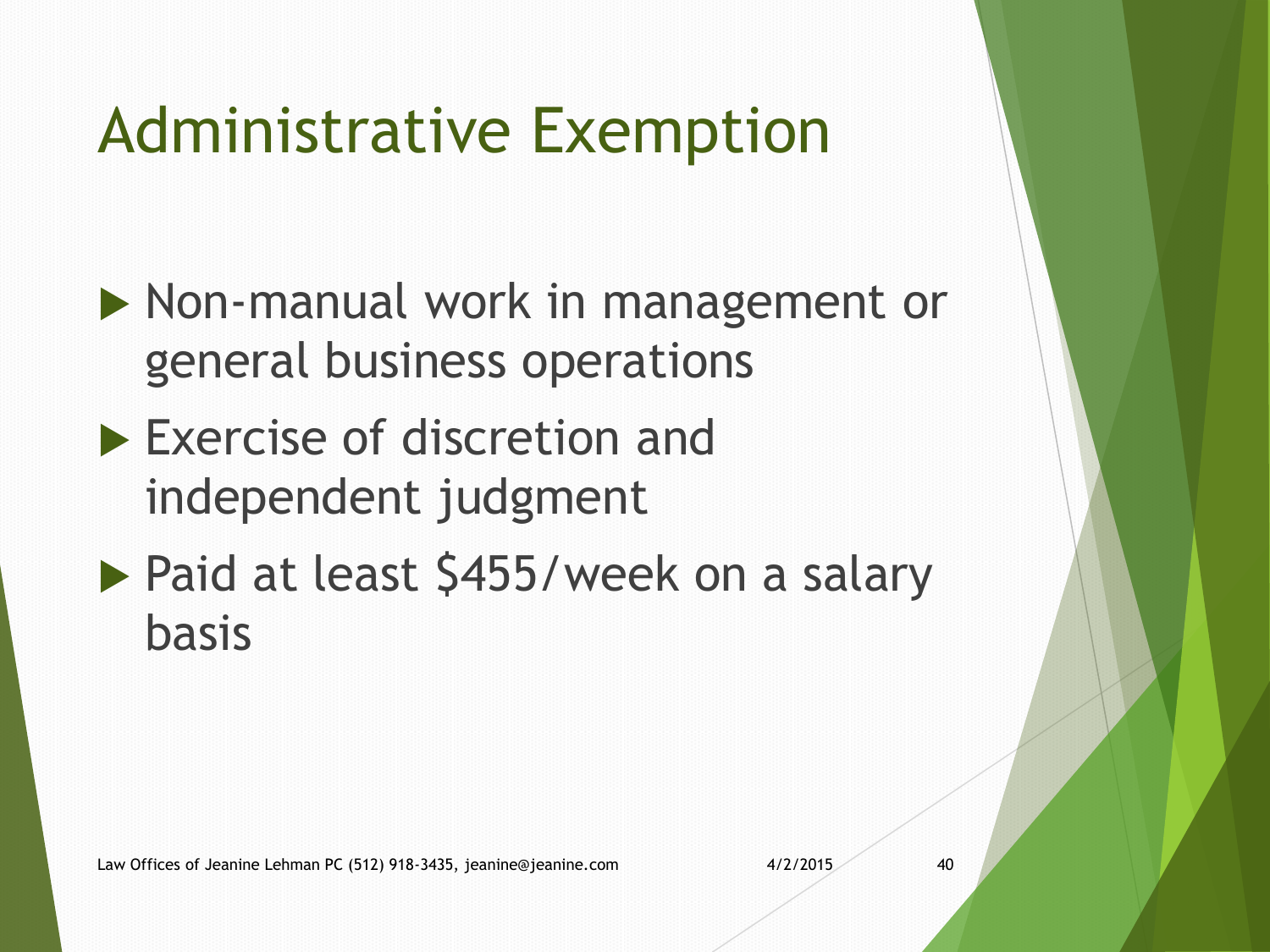# Administrative Exemption

- Non-manual work in management or general business operations
- Exercise of discretion and independent judgment
- Paid at least $455/week on a salary basis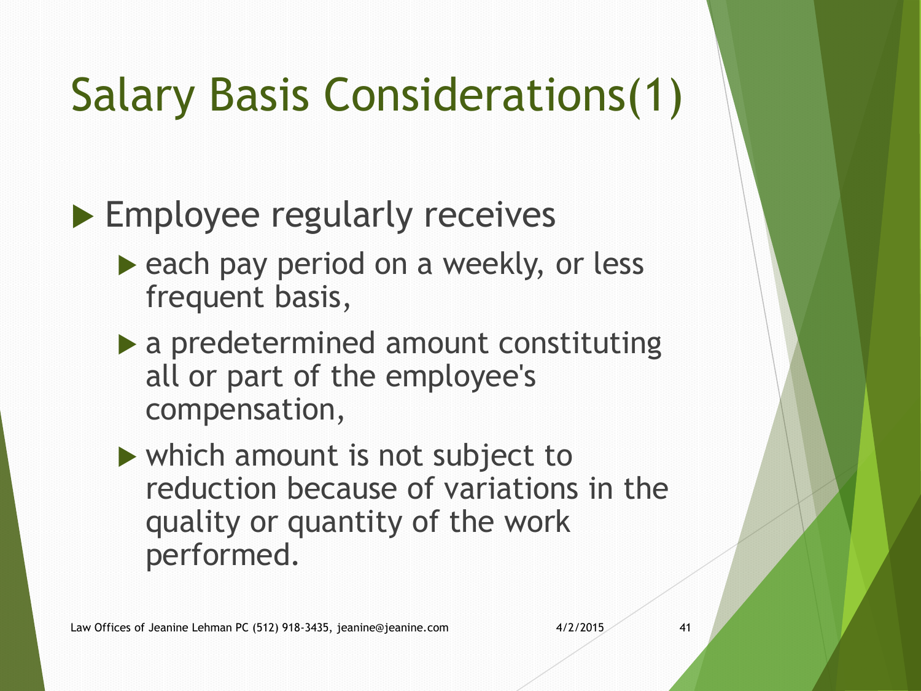# Salary Basis Considerations(1)

- Employee regularly receives
  - each pay period on a weekly, or less frequent basis,
  - a predetermined amount constituting all or part of the employee's compensation,
  - which amount is not subject to reduction because of variations in the quality or quantity of the work performed.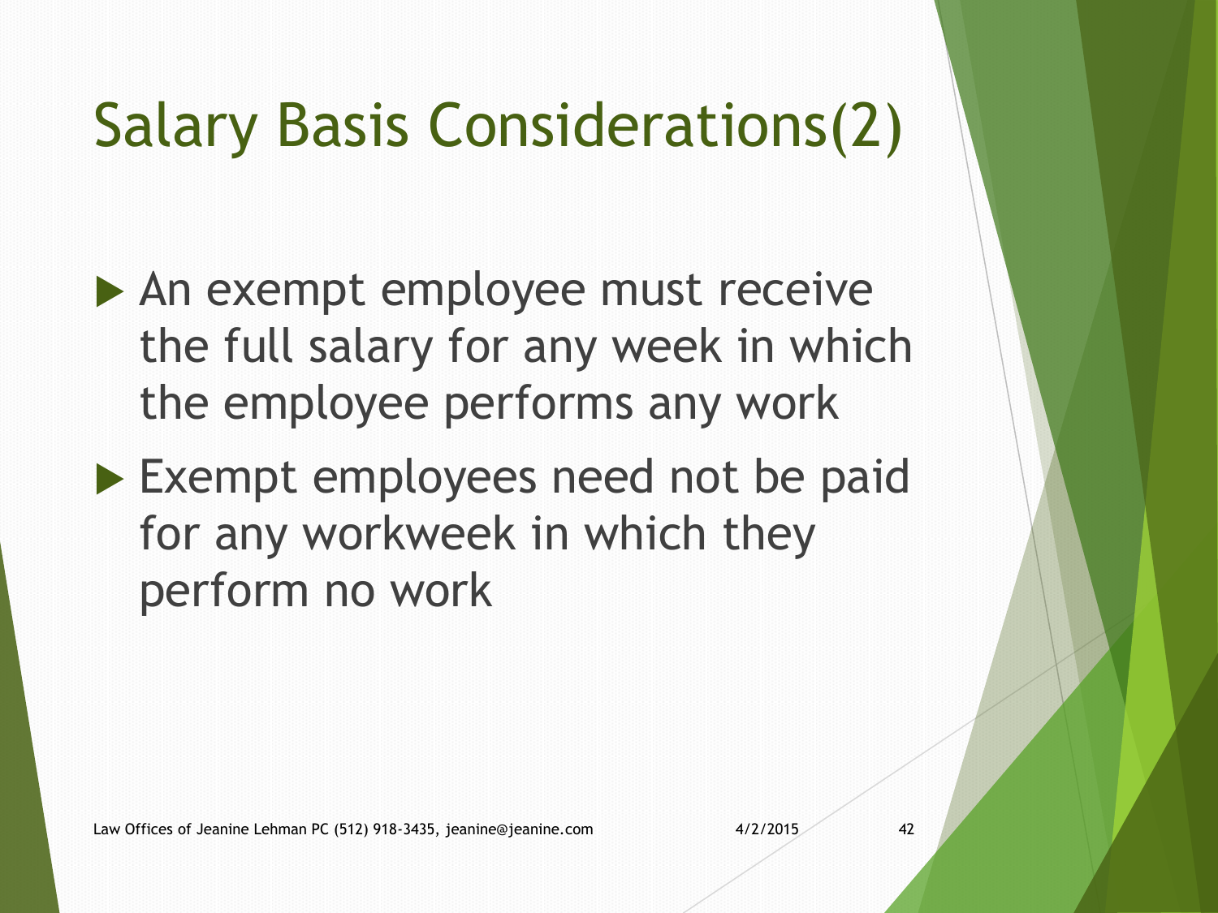# Salary Basis Considerations(2)

- An exempt employee must receive the full salary for any week in which the employee performs any work
- Exempt employees need not be paid for any workweek in which they perform no work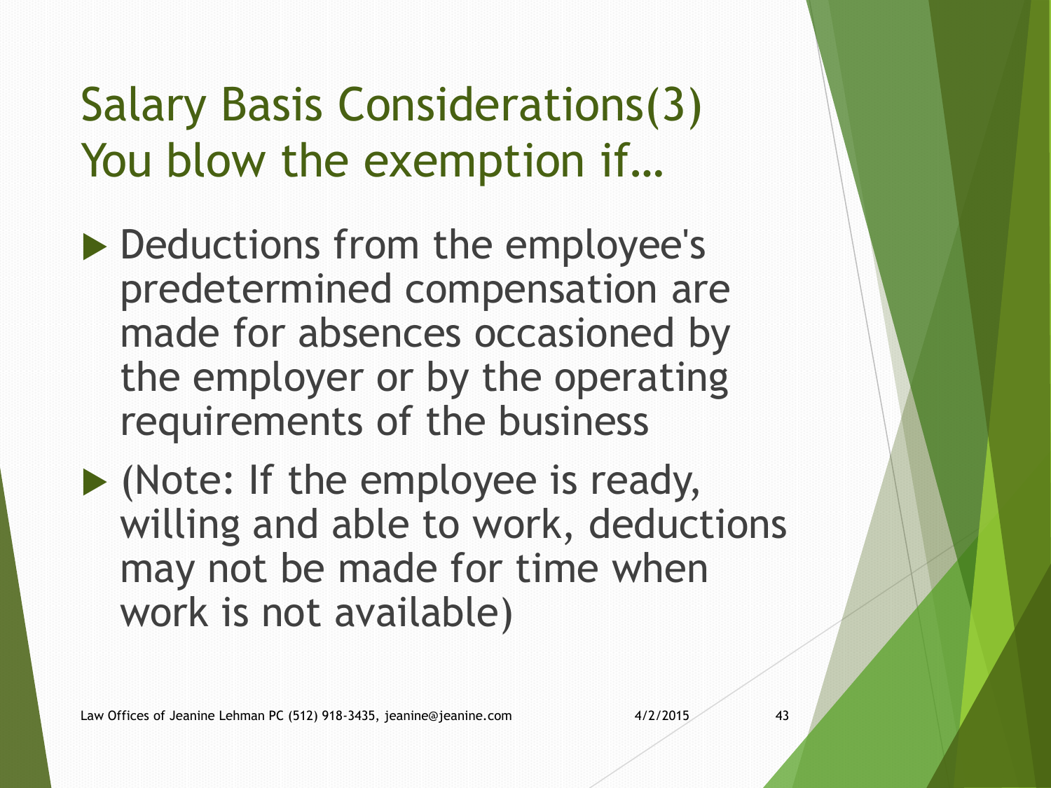# Salary Basis Considerations(3) You blow the exemption if…

- Deductions from the employee's predetermined compensation are made for absences occasioned by the employer or by the operating requirements of the business
- (Note: If the employee is ready, willing and able to work, deductions may not be made for time when work is not available)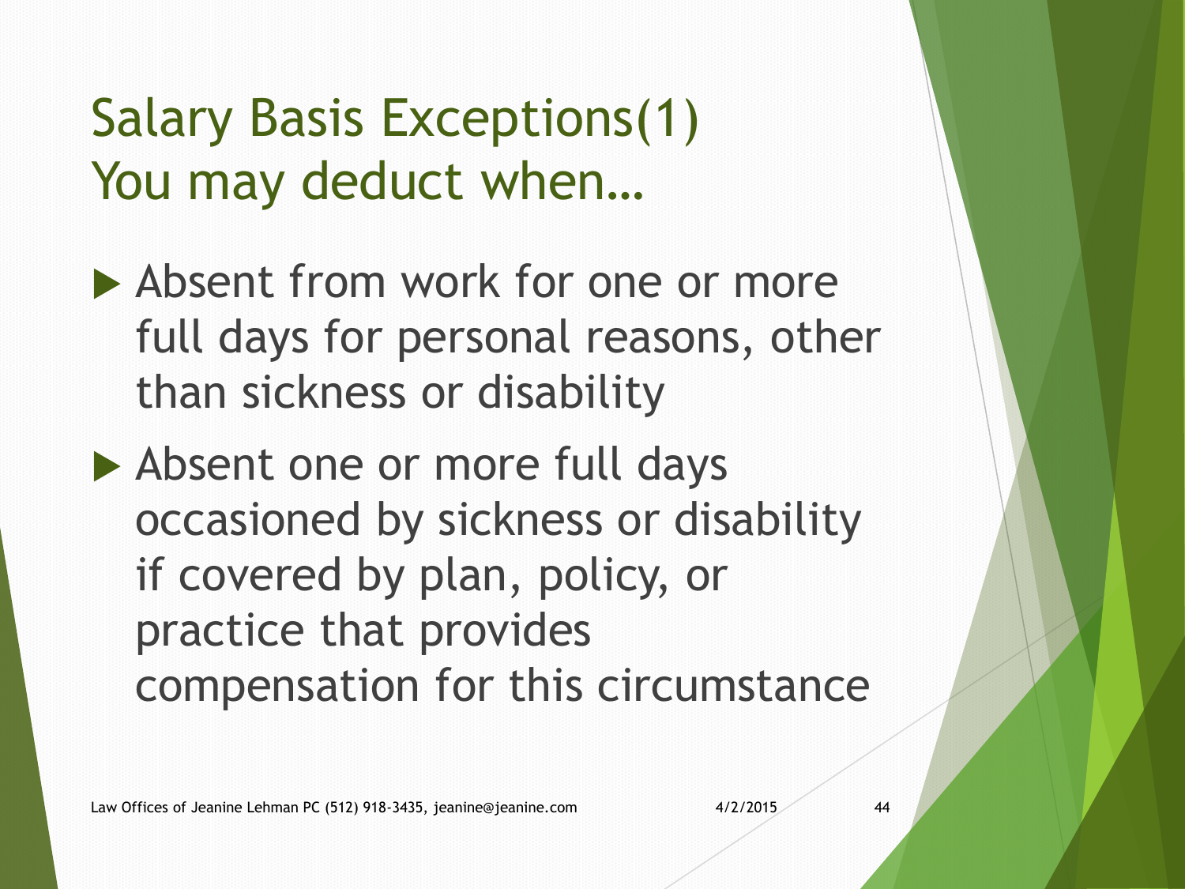# Salary Basis Exceptions(1)
# You may deduct when…

- Absent from work for one or more full days for personal reasons, other than sickness or disability
- Absent one or more full days occasioned by sickness or disability if covered by plan, policy, or practice that provides compensation for this circumstance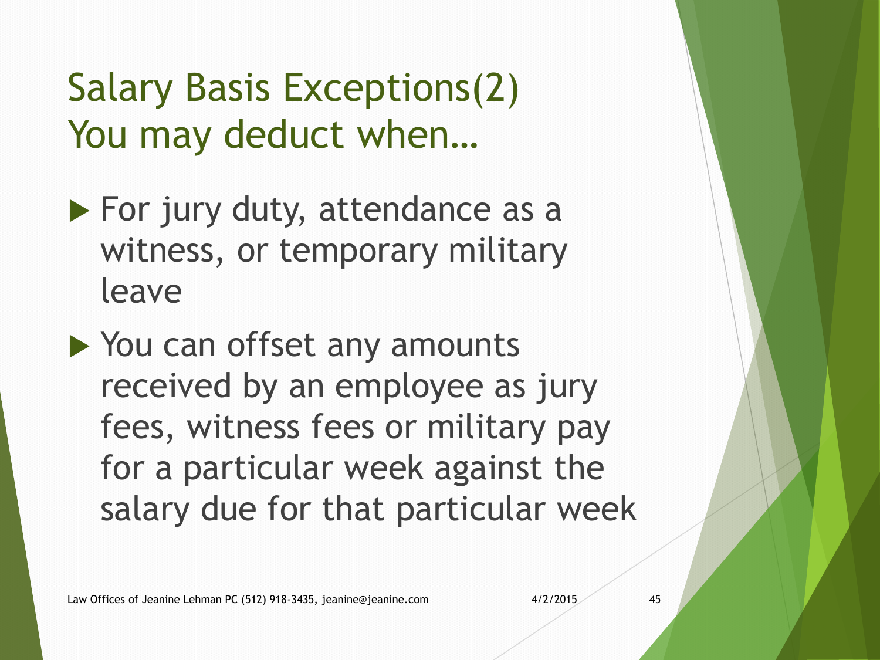# Salary Basis Exceptions(2)
# You may deduct when…

- For jury duty, attendance as a witness, or temporary military leave
- You can offset any amounts received by an employee as jury fees, witness fees or military pay for a particular week against the salary due for that particular week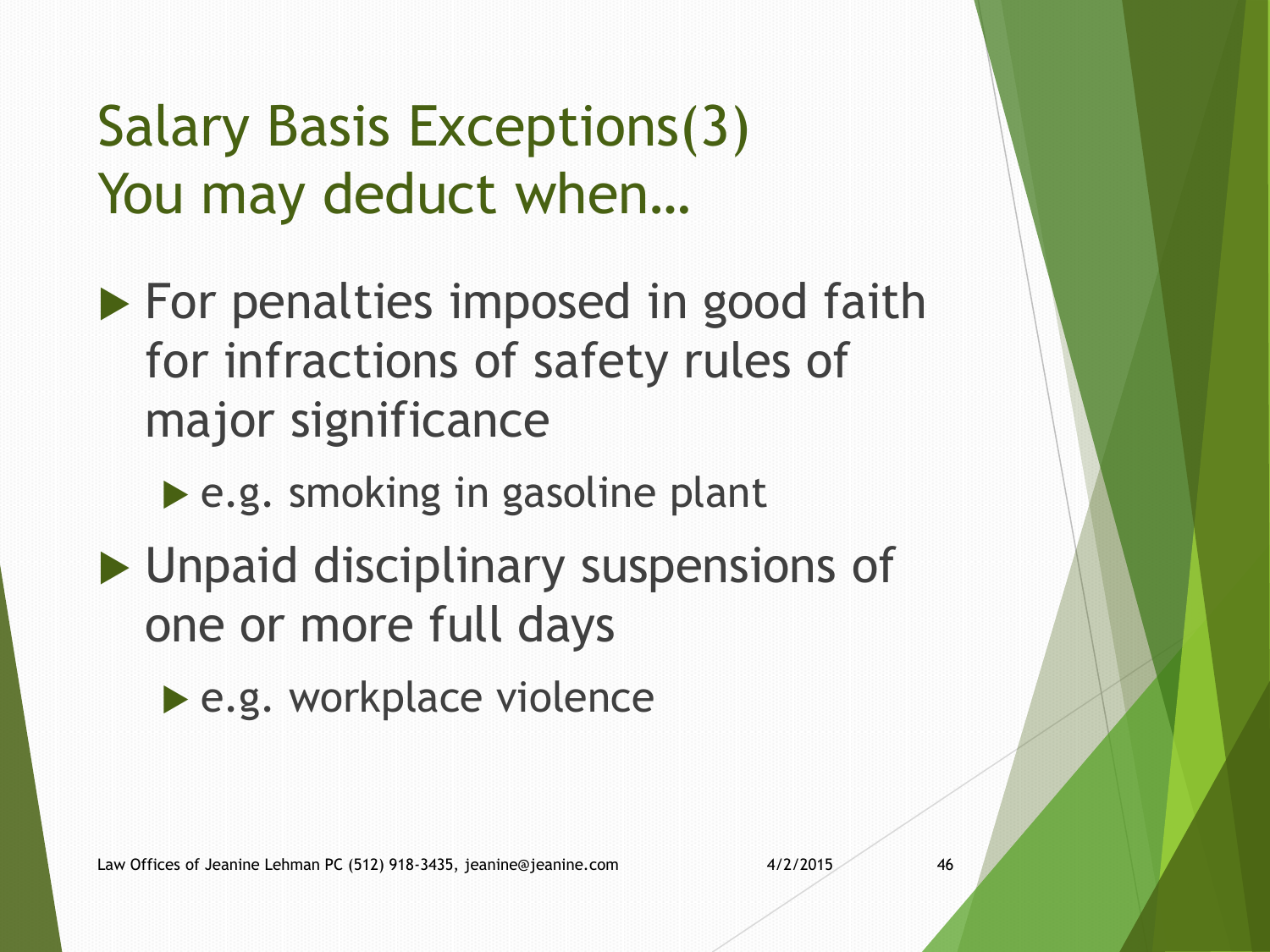# Salary Basis Exceptions(3) You may deduct when…

- For penalties imposed in good faith for infractions of safety rules of major significance
  - e.g. smoking in gasoline plant
- Unpaid disciplinary suspensions of one or more full days
  - e.g. workplace violence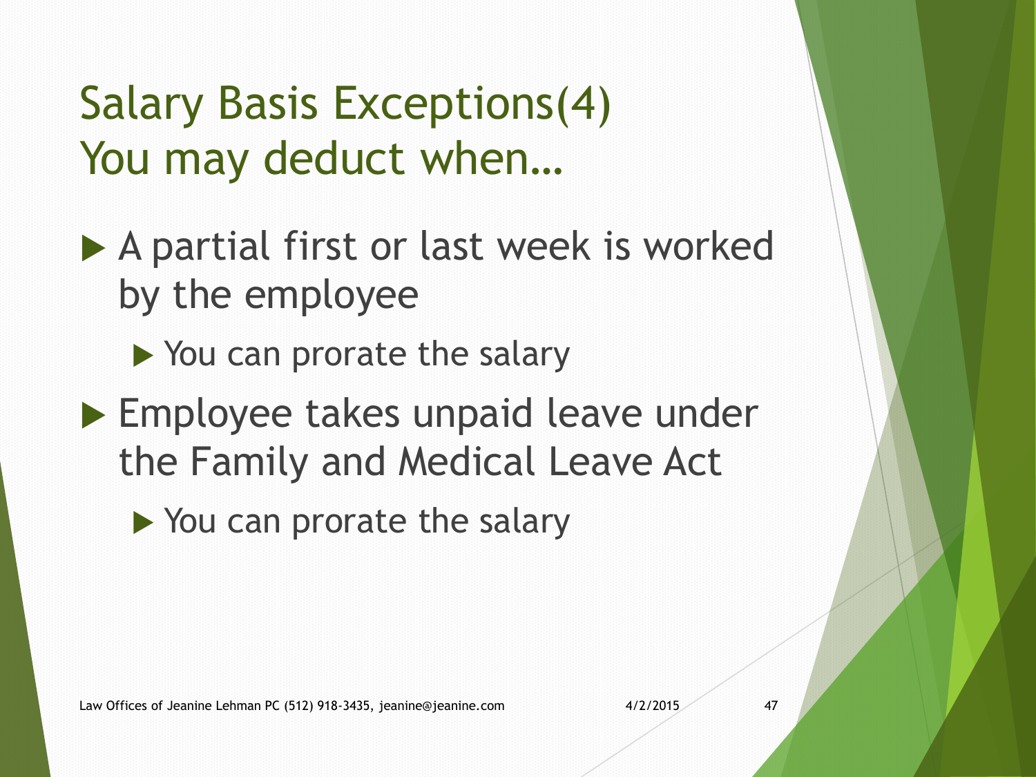# Salary Basis Exceptions(4)
# You may deduct when…

- A partial first or last week is worked by the employee
  - You can prorate the salary
- Employee takes unpaid leave under the Family and Medical Leave Act
  - You can prorate the salary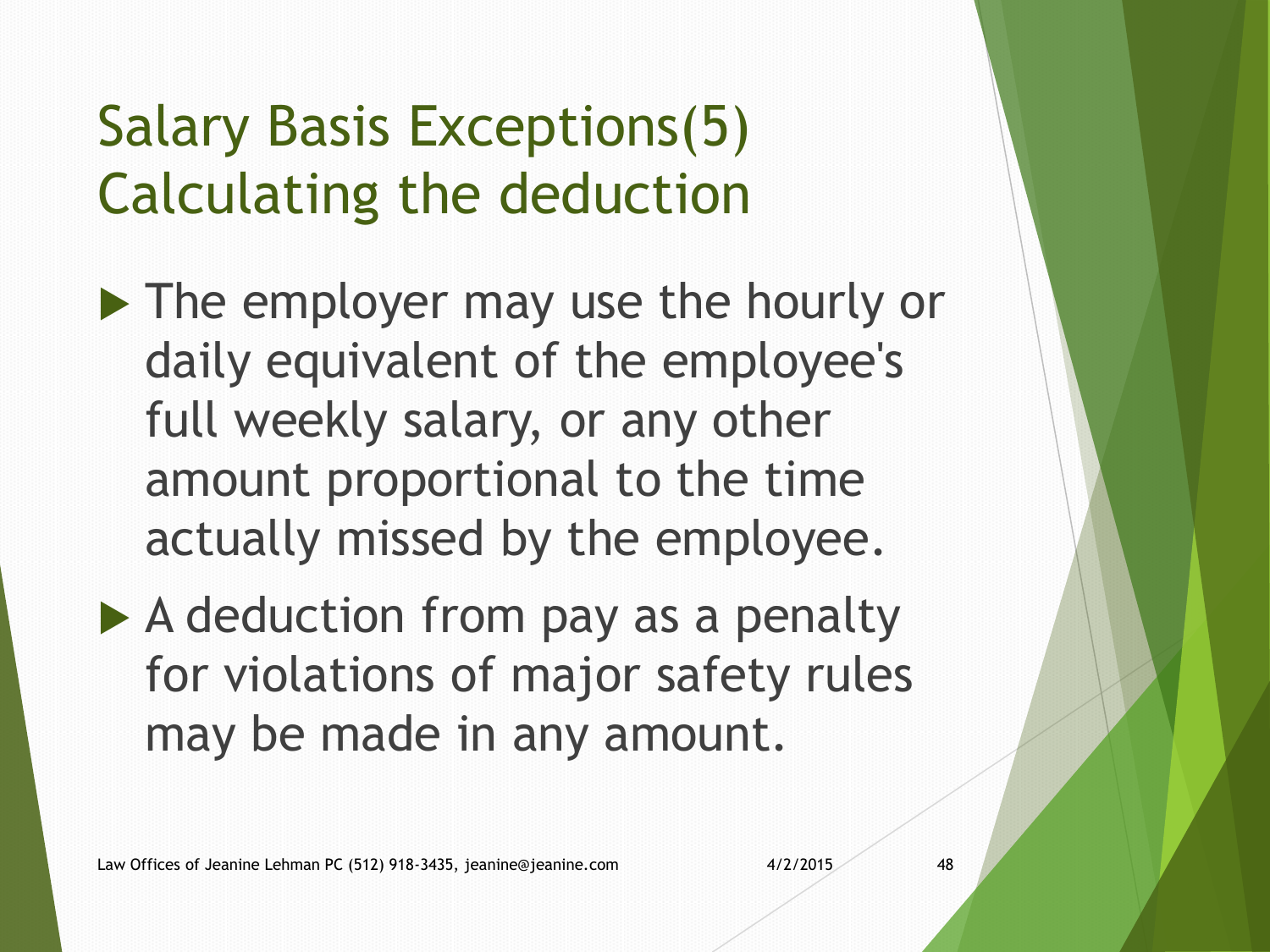# Salary Basis Exceptions(5) Calculating the deduction

- The employer may use the hourly or daily equivalent of the employee's full weekly salary, or any other amount proportional to the time actually missed by the employee.
- A deduction from pay as a penalty for violations of major safety rules may be made in any amount.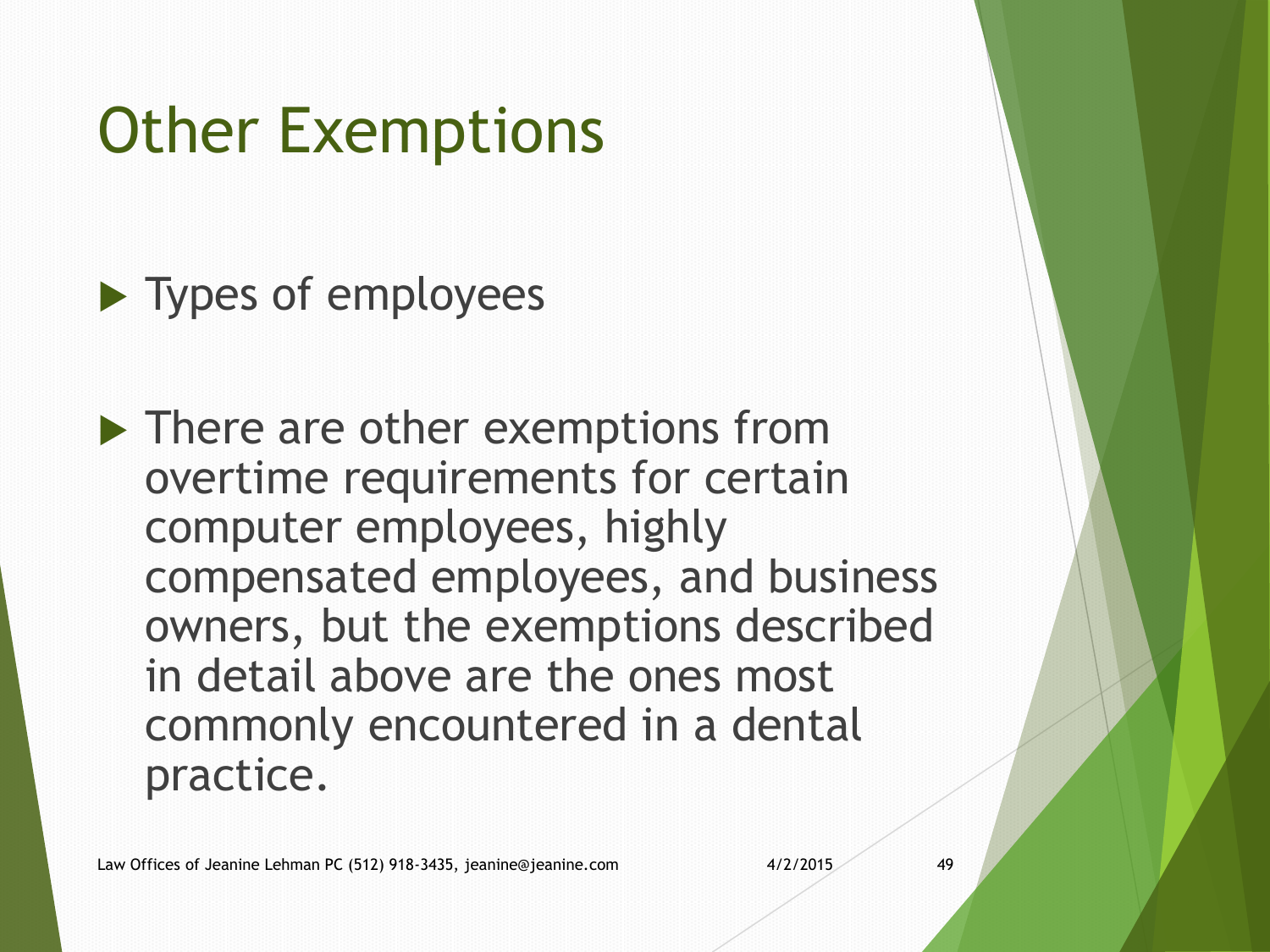# Other Exemptions

- Types of employees

- There are other exemptions from overtime requirements for certain computer employees, highly compensated employees, and business owners, but the exemptions described in detail above are the ones most commonly encountered in a dental practice.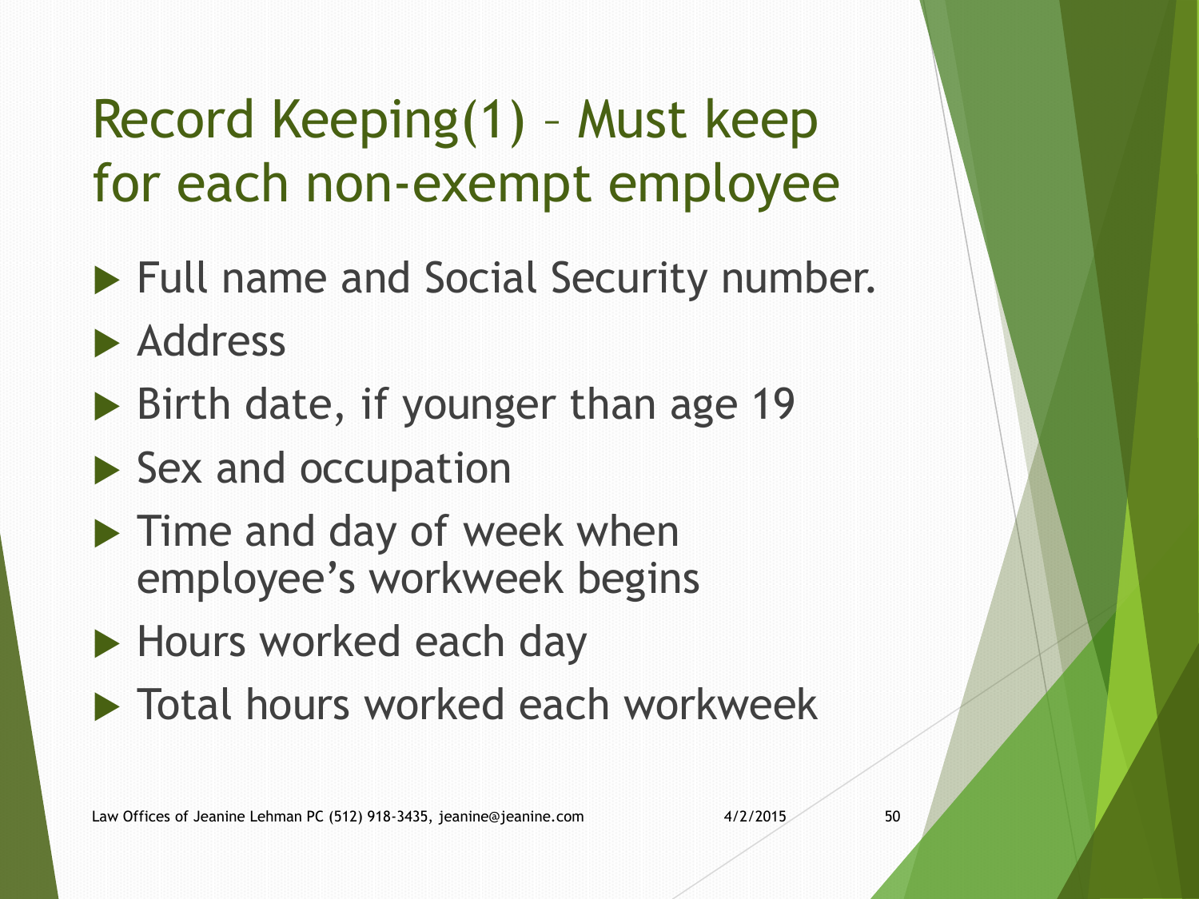# Record Keeping(1) – Must keep for each non-exempt employee

- Full name and Social Security number.
- Address
- Birth date, if younger than age 19
- Sex and occupation
- Time and day of week when employee's workweek begins
- Hours worked each day
- Total hours worked each workweek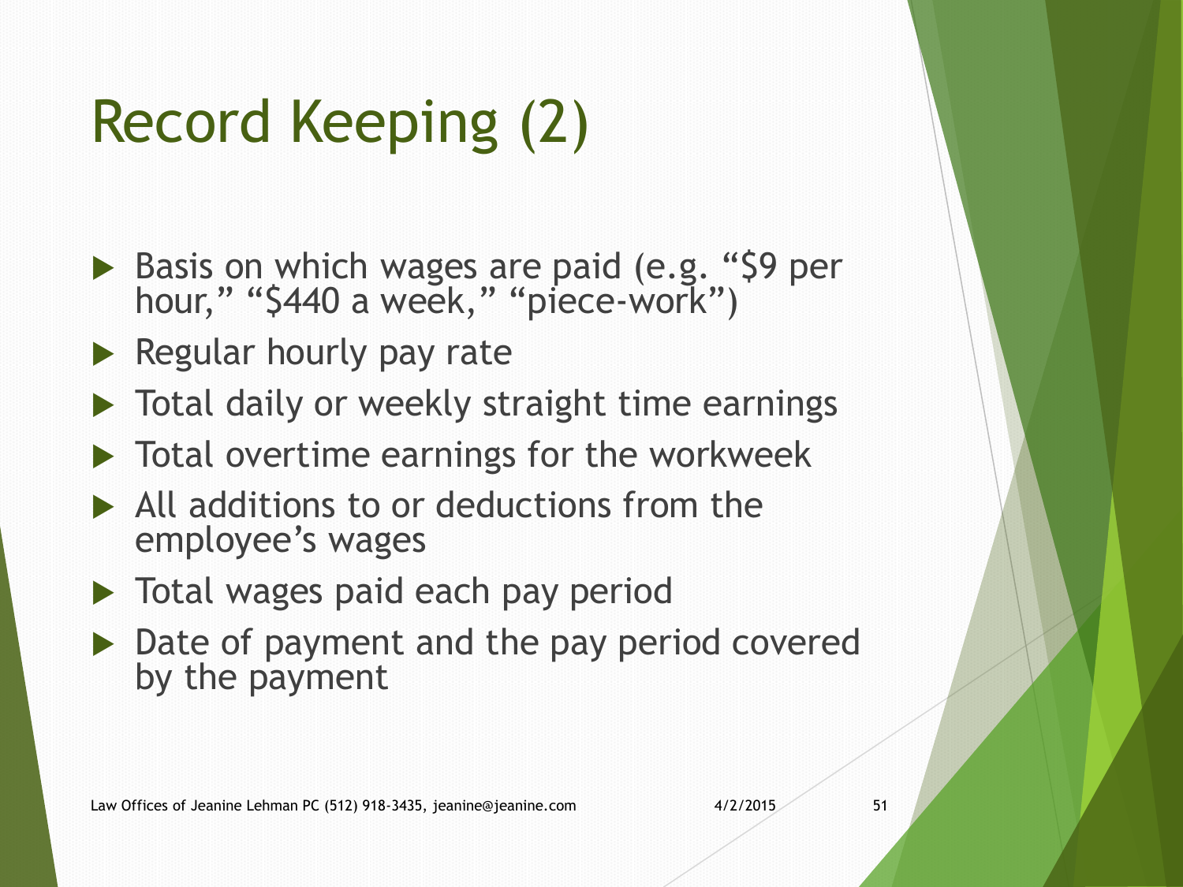# Record Keeping (2)

- Basis on which wages are paid (e.g. "$9 per hour," "$440 a week," "piece-work")
- Regular hourly pay rate
- Total daily or weekly straight time earnings
- Total overtime earnings for the workweek
- All additions to or deductions from the employee's wages
- Total wages paid each pay period
- Date of payment and the pay period covered by the payment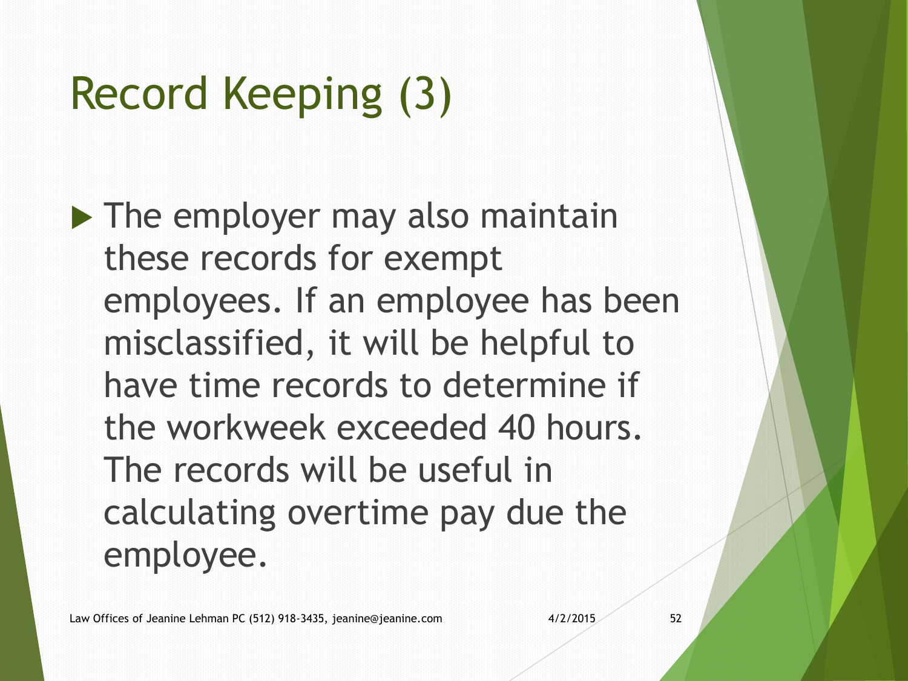# Record Keeping (3)

- The employer may also maintain these records for exempt employees. If an employee has been misclassified, it will be helpful to have time records to determine if the workweek exceeded 40 hours. The records will be useful in calculating overtime pay due the employee.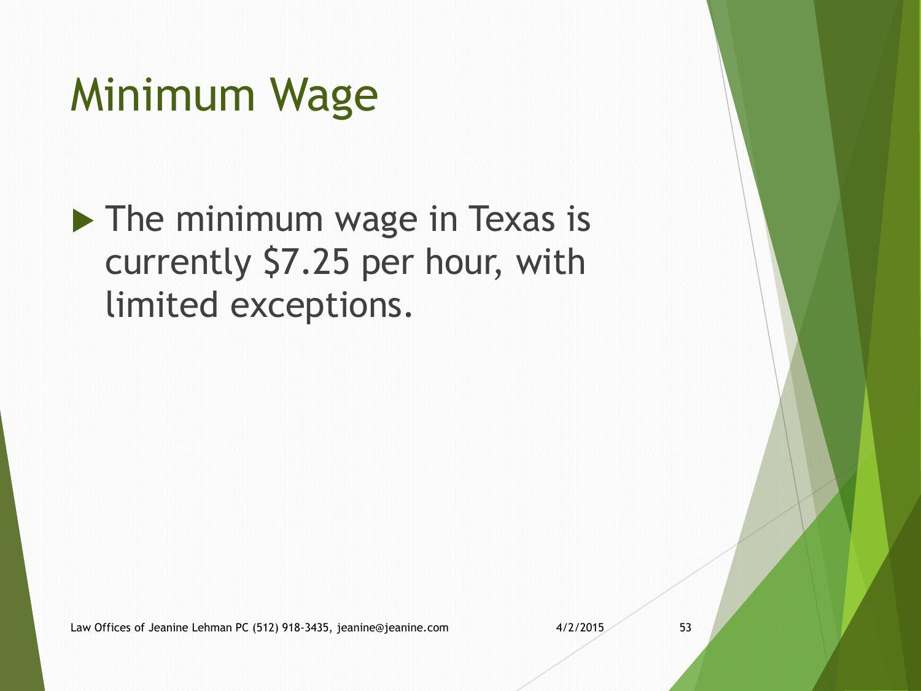# Minimum Wage

- The minimum wage in Texas is currently $7.25 per hour, with limited exceptions.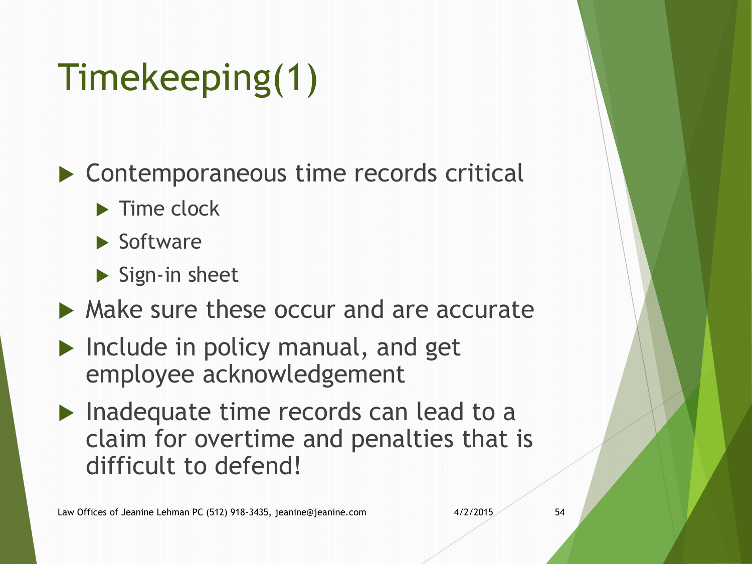# Timekeeping(1)

- Contemporaneous time records critical
  - Time clock
  - Software
  - Sign-in sheet
- Make sure these occur and are accurate
- Include in policy manual, and get employee acknowledgement
- Inadequate time records can lead to a claim for overtime and penalties that is difficult to defend!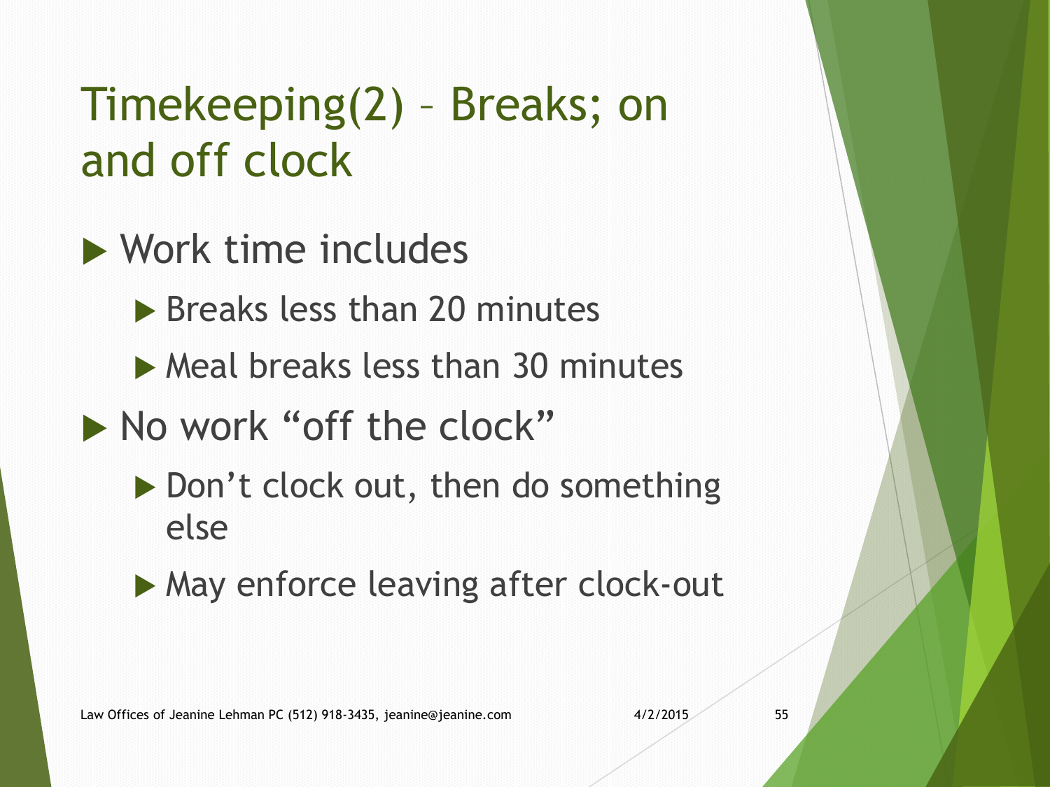# Timekeeping(2) – Breaks; on and off clock

- Work time includes
  - Breaks less than 20 minutes
  - Meal breaks less than 30 minutes
- No work "off the clock"
  - Don't clock out, then do something else
  - May enforce leaving after clock-out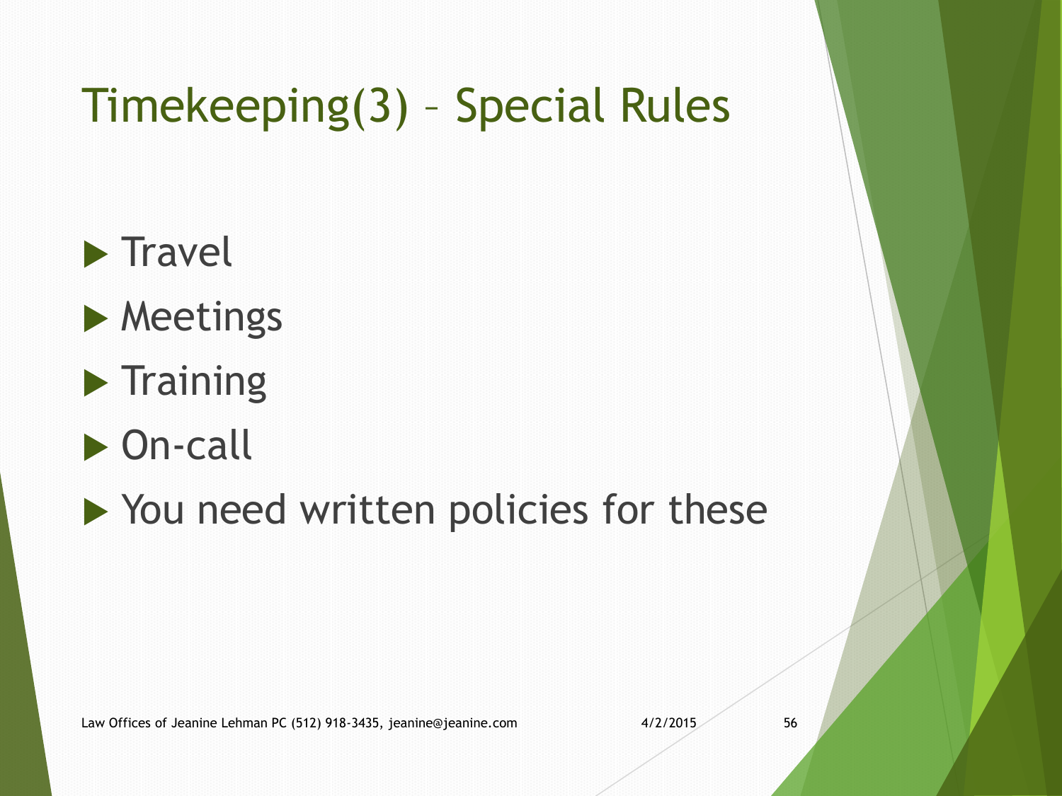# Timekeeping(3) – Special Rules

- Travel
- Meetings
- Training
- On-call
- You need written policies for these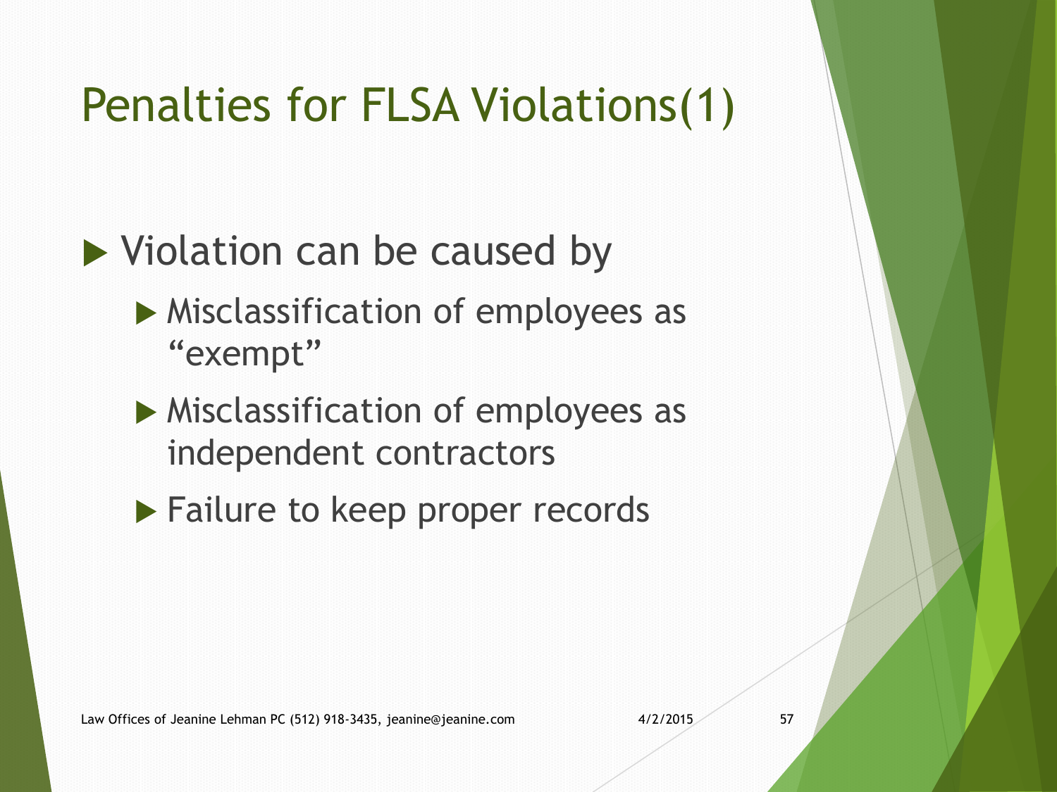# Penalties for FLSA Violations(1)

- Violation can be caused by
  - Misclassification of employees as "exempt"
  - Misclassification of employees as independent contractors
  - Failure to keep proper records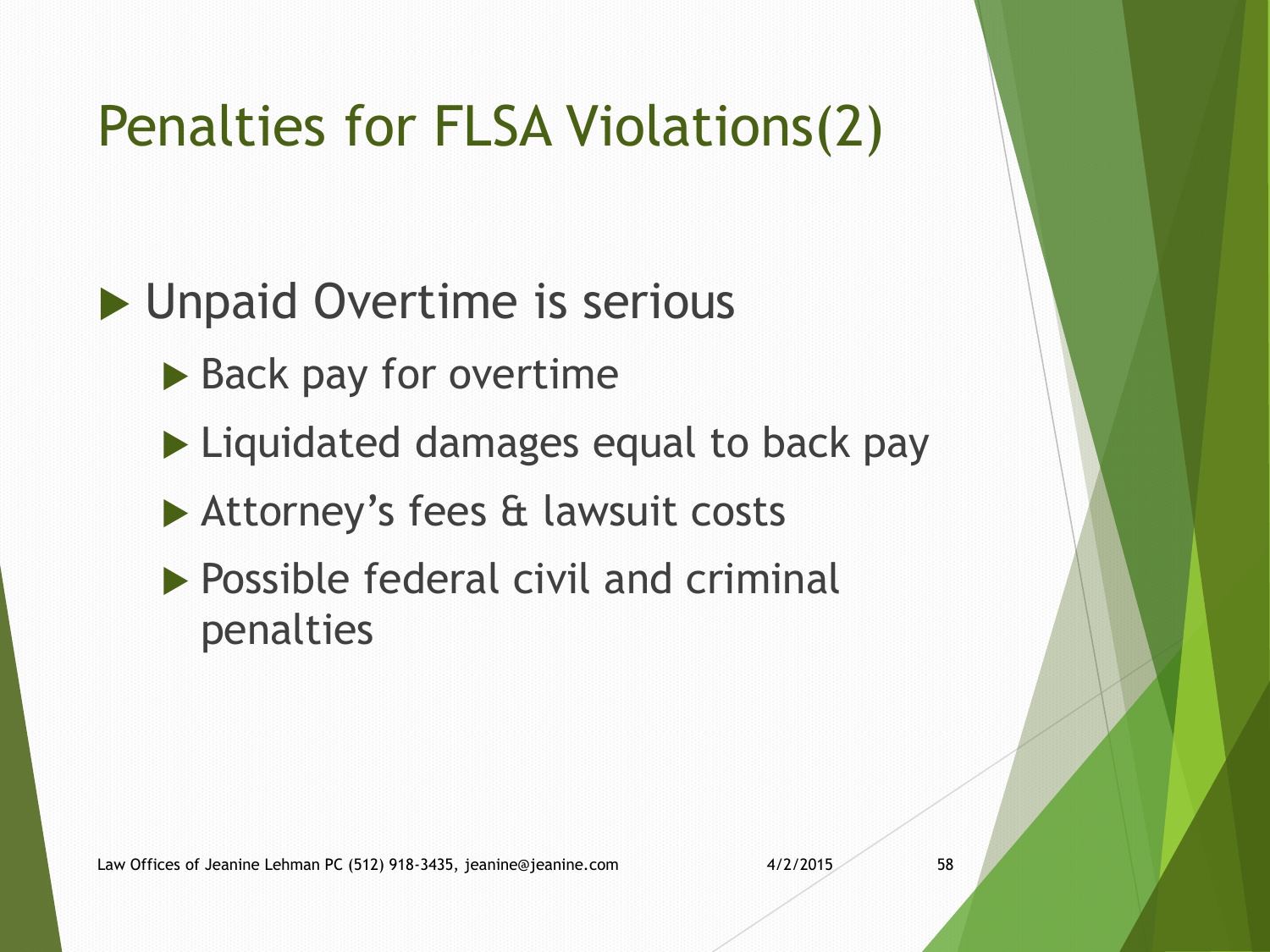# Penalties for FLSA Violations(2)

- Unpaid Overtime is serious
  - Back pay for overtime
  - Liquidated damages equal to back pay
  - Attorney's fees & lawsuit costs
  - Possible federal civil and criminal penalties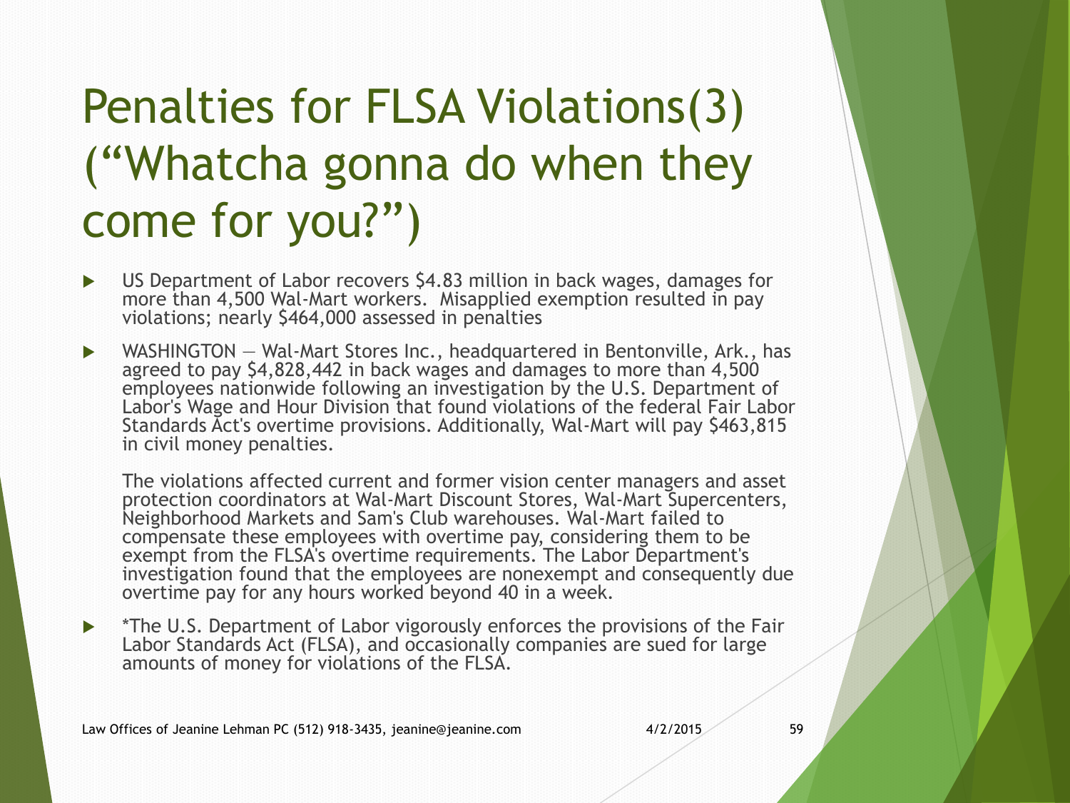# Penalties for FLSA Violations(3) ("Whatcha gonna do when they come for you?")

- US Department of Labor recovers $4.83 million in back wages, damages for more than 4,500 Wal-Mart workers. Misapplied exemption resulted in pay violations; nearly $464,000 assessed in penalties
- WASHINGTON — Wal-Mart Stores Inc., headquartered in Bentonville, Ark., has agreed to pay $4,828,442 in back wages and damages to more than 4,500 employees nationwide following an investigation by the U.S. Department of Labor's Wage and Hour Division that found violations of the federal Fair Labor Standards Act's overtime provisions. Additionally, Wal-Mart will pay $463,815 in civil money penalties.

  The violations affected current and former vision center managers and asset protection coordinators at Wal-Mart Discount Stores, Wal-Mart Supercenters, Neighborhood Markets and Sam's Club warehouses. Wal-Mart failed to compensate these employees with overtime pay, considering them to be exempt from the FLSA's overtime requirements. The Labor Department's investigation found that the employees are nonexempt and consequently due overtime pay for any hours worked beyond 40 in a week.
- *The U.S. Department of Labor vigorously enforces the provisions of the Fair Labor Standards Act (FLSA), and occasionally companies are sued for large amounts of money for violations of the FLSA.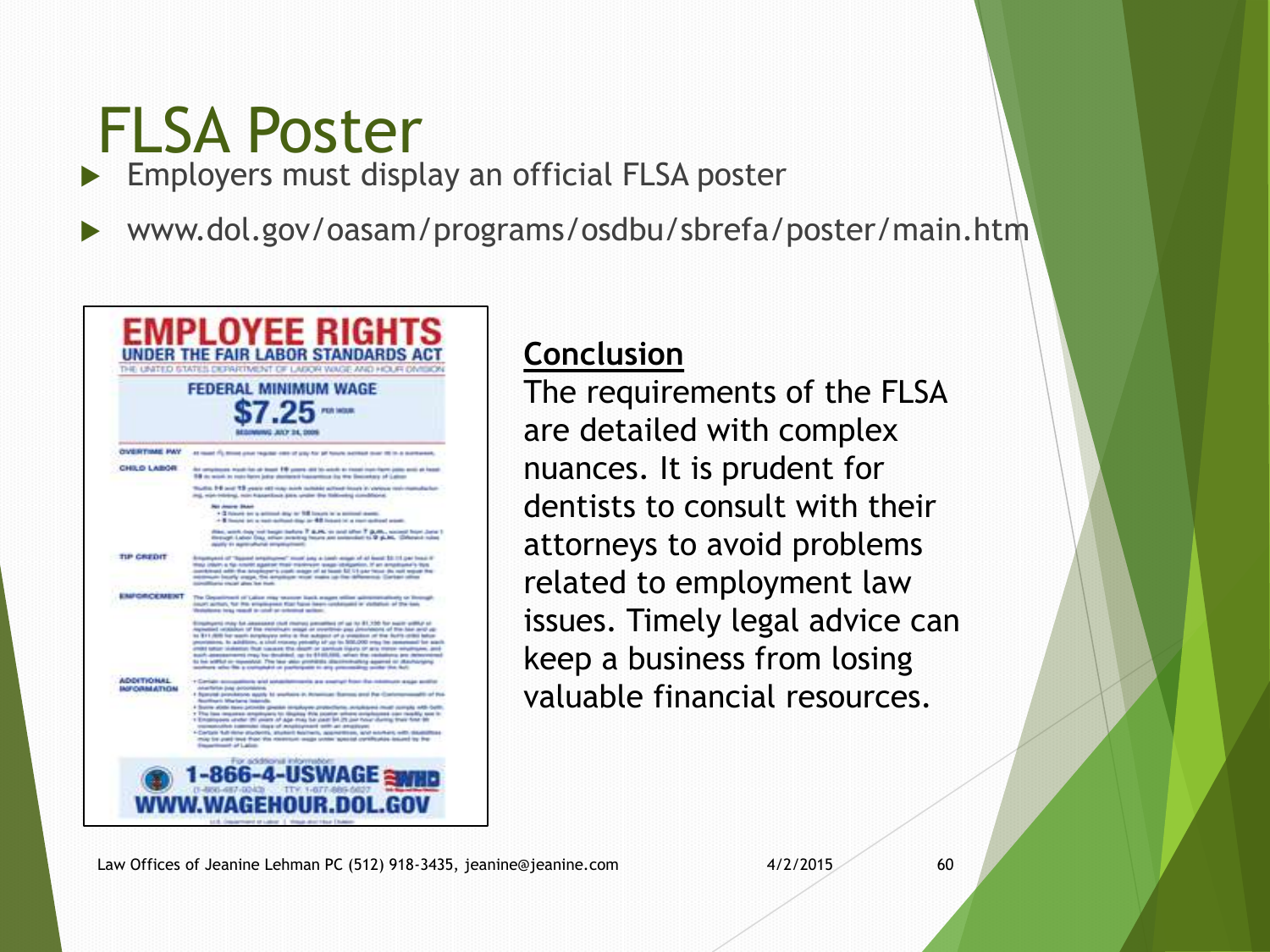# FLSA Poster

- Employers must display an official FLSA poster
- www.dol.gov/oasam/programs/osdbu/sbrefa/poster/main.htm

**Conclusion**

The requirements of the FLSA are detailed with complex nuances. It is prudent for dentists to consult with their attorneys to avoid problems related to employment law issues. Timely legal advice can keep a business from losing valuable financial resources.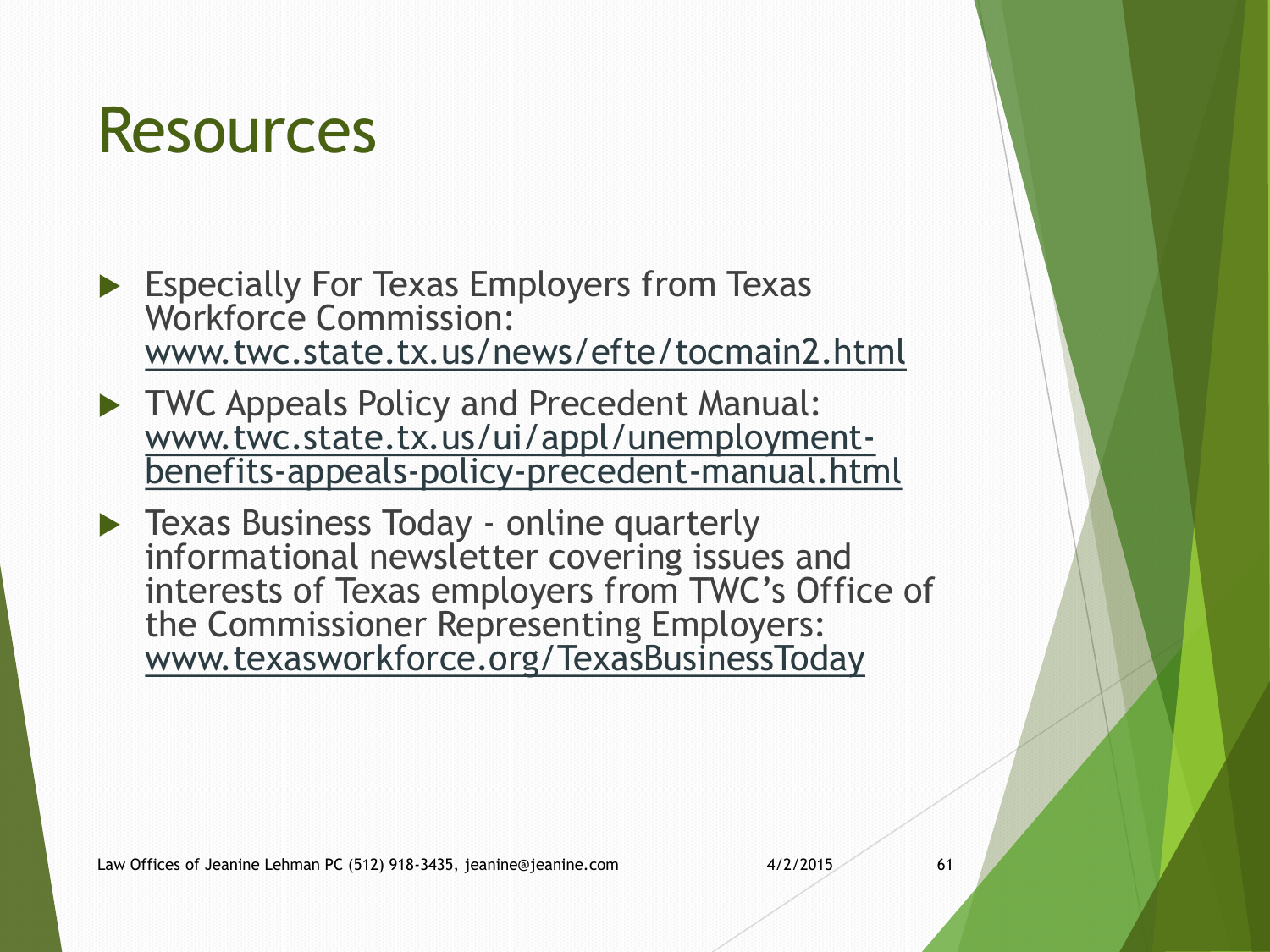# Resources

- Especially For Texas Employers from Texas Workforce Commission: www.twc.state.tx.us/news/efte/tocmain2.html
- TWC Appeals Policy and Precedent Manual: www.twc.state.tx.us/ui/appl/unemployment-benefits-appeals-policy-precedent-manual.html
- Texas Business Today - online quarterly informational newsletter covering issues and interests of Texas employers from TWC's Office of the Commissioner Representing Employers: www.texasworkforce.org/TexasBusinessToday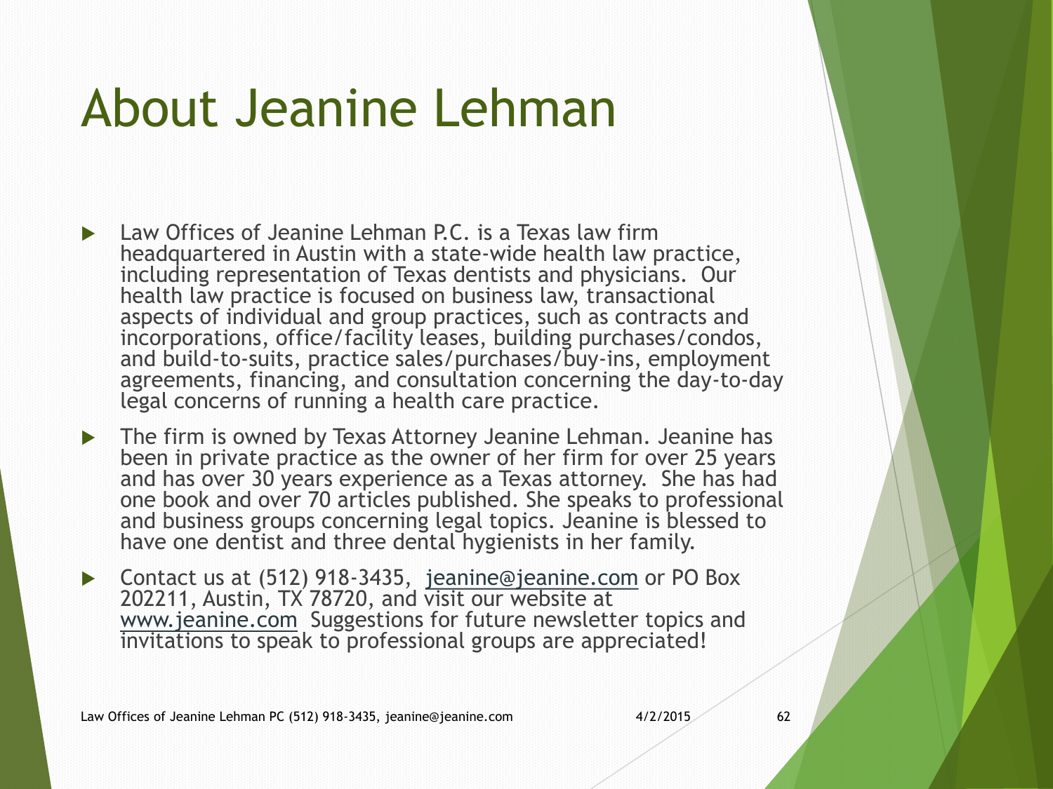# About Jeanine Lehman

- Law Offices of Jeanine Lehman P.C. is a Texas law firm headquartered in Austin with a state-wide health law practice, including representation of Texas dentists and physicians. Our health law practice is focused on business law, transactional aspects of individual and group practices, such as contracts and incorporations, office/facility leases, building purchases/condos, and build-to-suits, practice sales/purchases/buy-ins, employment agreements, financing, and consultation concerning the day-to-day legal concerns of running a health care practice.
- The firm is owned by Texas Attorney Jeanine Lehman. Jeanine has been in private practice as the owner of her firm for over 25 years and has over 30 years experience as a Texas attorney. She has had one book and over 70 articles published. She speaks to professional and business groups concerning legal topics. Jeanine is blessed to have one dentist and three dental hygienists in her family.
- Contact us at (512) 918-3435, jeanine@jeanine.com or PO Box 202211, Austin, TX 78720, and visit our website at www.jeanine.com Suggestions for future newsletter topics and invitations to speak to professional groups are appreciated!